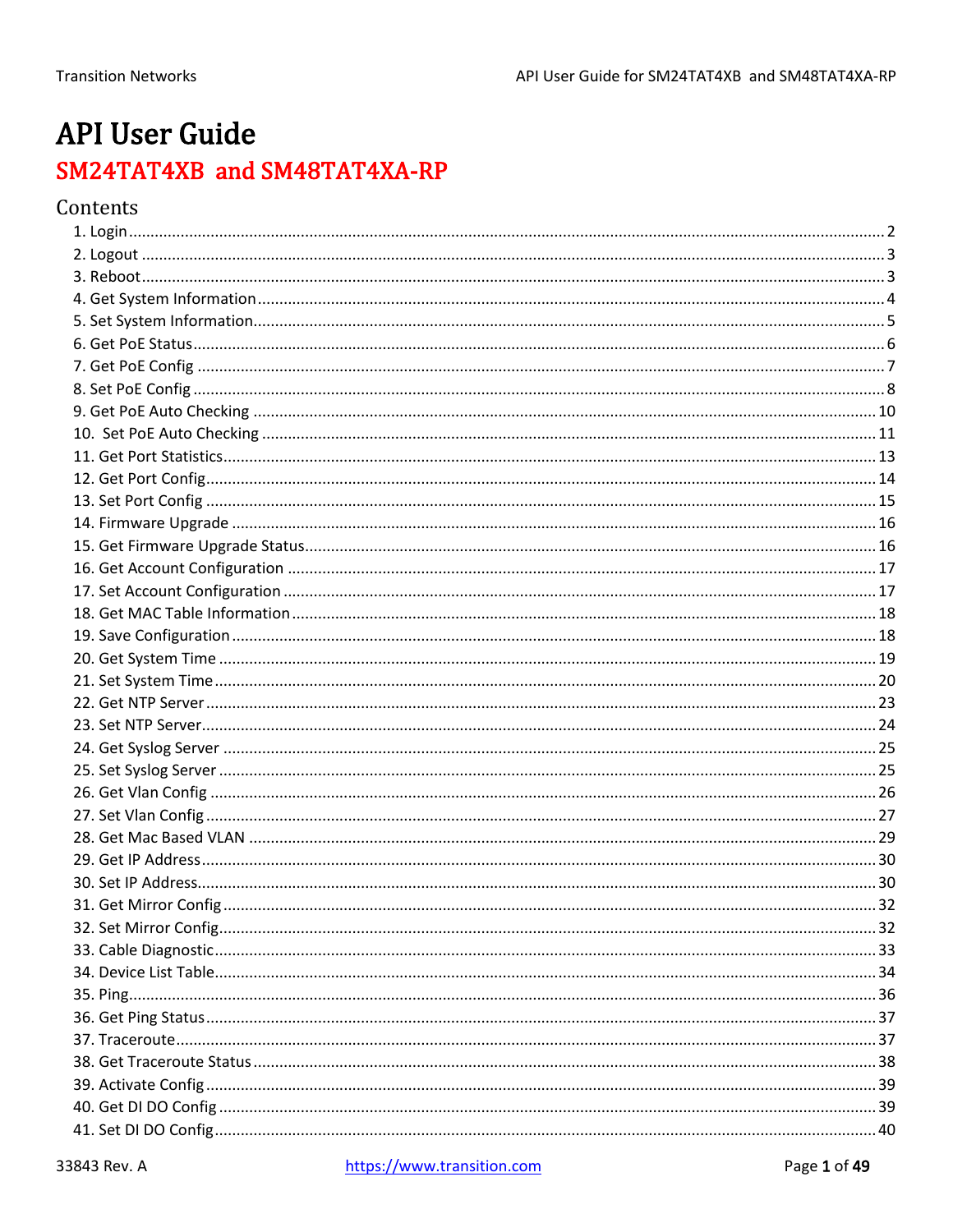# API User Guide

## SM24TAT4XB and SM48TAT4XA-RP

### Contents

1. Login ..... 2
2. Logout ..... 3
3. Reboot ..... 3
4. Get System Information ..... 4
5. Set System Information ..... 5
6. Get PoE Status ..... 6
7. Get PoE Config ..... 7
8. Set PoE Config ..... 8
9. Get PoE Auto Checking ..... 10
10. Set PoE Auto Checking ..... 11
11. Get Port Statistics ..... 13
12. Get Port Config ..... 14
13. Set Port Config ..... 15
14. Firmware Upgrade ..... 16
15. Get Firmware Upgrade Status ..... 16
16. Get Account Configuration ..... 17
17. Set Account Configuration ..... 17
18. Get MAC Table Information ..... 18
19. Save Configuration ..... 18
20. Get System Time ..... 19
21. Set System Time ..... 20
22. Get NTP Server ..... 23
23. Set NTP Server ..... 24
24. Get Syslog Server ..... 25
25. Set Syslog Server ..... 25
26. Get Vlan Config ..... 26
27. Set Vlan Config ..... 27
28. Get Mac Based VLAN ..... 29
29. Get IP Address ..... 30
30. Set IP Address ..... 30
31. Get Mirror Config ..... 32
32. Set Mirror Config ..... 32
33. Cable Diagnostic ..... 33
34. Device List Table ..... 34
35. Ping ..... 36
36. Get Ping Status ..... 37
37. Traceroute ..... 37
38. Get Traceroute Status ..... 38
39. Activate Config ..... 39
40. Get DI DO Config ..... 39
41. Set DI DO Config ..... 40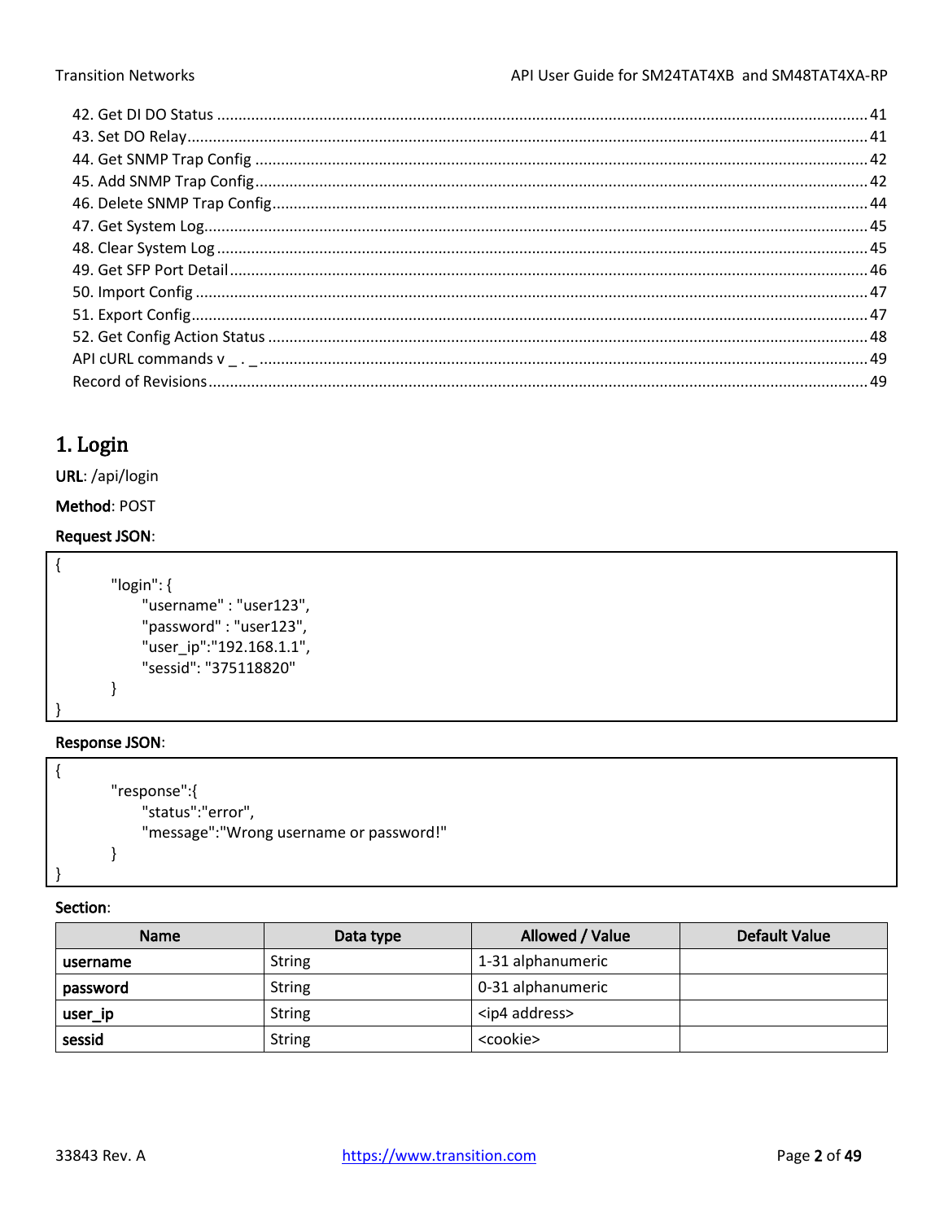42. Get DI DO Status ........................................................................................................................ 41
43. Set DO Relay.................................................................................................................................. 41
44. Get SNMP Trap Config ................................................................................................................ 42
45. Add SNMP Trap Config................................................................................................................ 42
46. Delete SNMP Trap Config............................................................................................................ 44
47. Get System Log............................................................................................................................ 45
48. Clear System Log ......................................................................................................................... 45
49. Get SFP Port Detail ...................................................................................................................... 46
50. Import Config .............................................................................................................................. 47
51. Export Config............................................................................................................................... 47
52. Get Config Action Status ............................................................................................................. 48
API cURL commands v _ . _ ................................................................................................................ 49
Record of Revisions............................................................................................................................ 49

# 1. Login

**URL**: /api/login

**Method**: POST

**Request JSON**:

```
{
        "login": {
            "username" : "user123",
            "password" : "user123",
            "user_ip":"192.168.1.1",
            "sessid": "375118820"
        }
}
```

**Response JSON**:

```
{
        "response":{
            "status":"error",
            "message":"Wrong username or password!"
        }
}
```

**Section**:

| Name | Data type | Allowed / Value | Default Value |
|---|---|---|---|
| **username** | String | 1-31 alphanumeric | |
| **password** | String | 0-31 alphanumeric | |
| **user_ip** | String | <ip4 address> | |
| **sessid** | String | <cookie> | |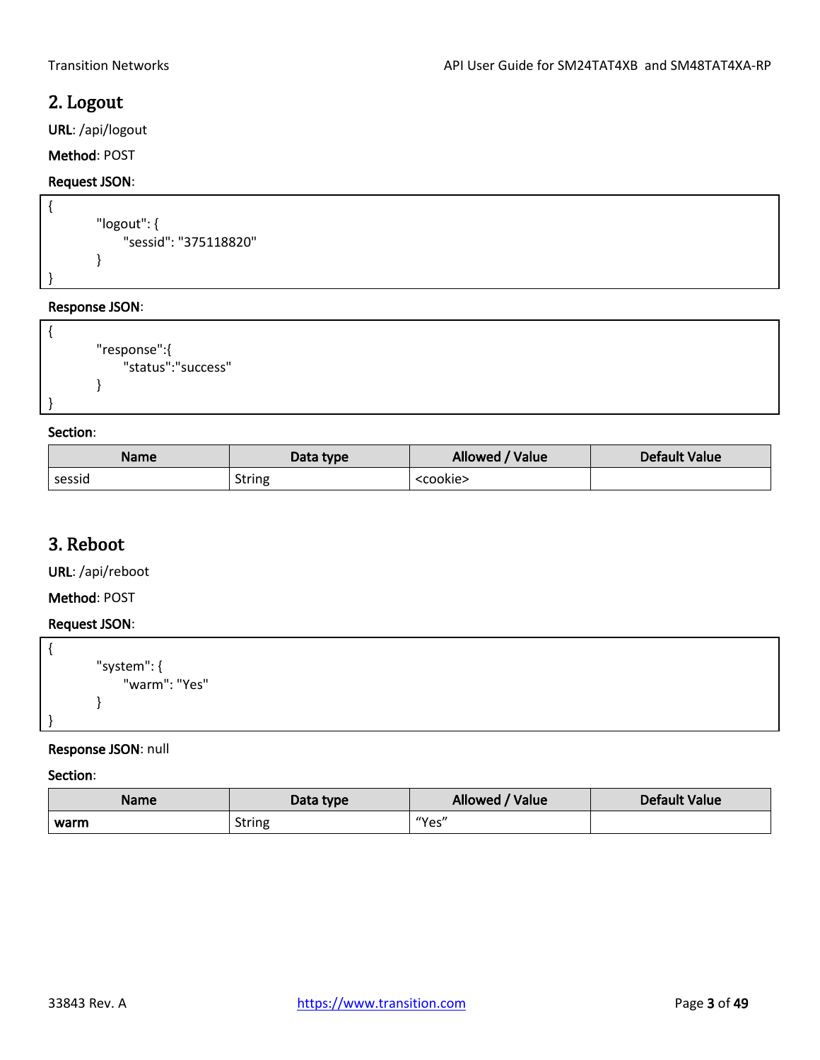## 2. Logout

**URL**: /api/logout

**Method**: POST

**Request JSON**:

```
{
        "logout": {
              "sessid": "375118820"
        }
}
```

**Response JSON**:

```
{
        "response":{
              "status":"success"
        }
}
```

**Section**:

| Name | Data type | Allowed / Value | Default Value |
|---|---|---|---|
| sessid | String | <cookie> | |

## 3. Reboot

**URL**: /api/reboot

**Method**: POST

**Request JSON**:

```
{
        "system": {
              "warm": "Yes"
        }
}
```

**Response JSON**: null

**Section**:

| Name | Data type | Allowed / Value | Default Value |
|---|---|---|---|
| **warm** | String | “Yes” | |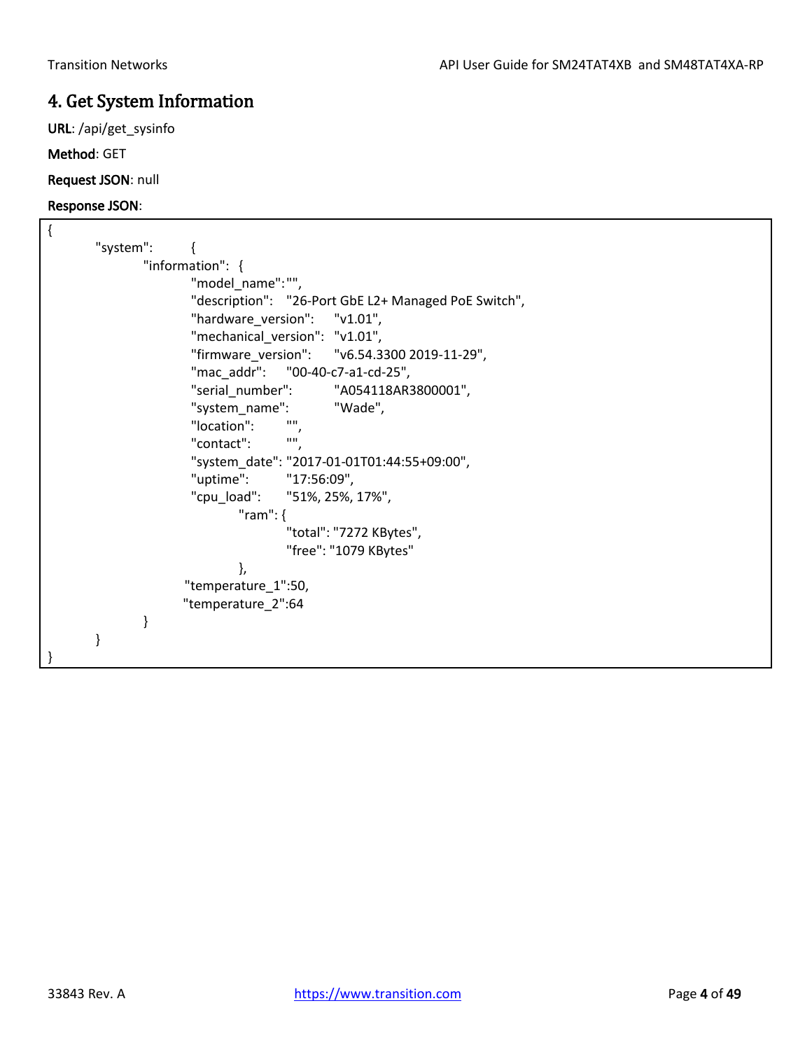## 4. Get System Information

**URL**: /api/get_sysinfo

**Method**: GET

**Request JSON**: null

**Response JSON**:

```
{
        "system":        {
                "information":  {
                        "model_name":"",
                        "description":   "26-Port GbE L2+ Managed PoE Switch",
                        "hardware_version":     "v1.01",
                        "mechanical_version":   "v1.01",
                        "firmware_version":     "v6.54.3300 2019-11-29",
                        "mac_addr":     "00-40-c7-a1-cd-25",
                        "serial_number":        "A054118AR3800001",
                        "system_name":          "Wade",
                        "location":     "",
                        "contact":      "",
                        "system_date": "2017-01-01T01:44:55+09:00",
                        "uptime":       "17:56:09",
                        "cpu_load":     "51%, 25%, 17%",
                                "ram": {
                                        "total": "7272 KBytes",
                                        "free": "1079 KBytes"
                                },
                        "temperature_1":50,
                        "temperature_2":64
                }
        }
}
```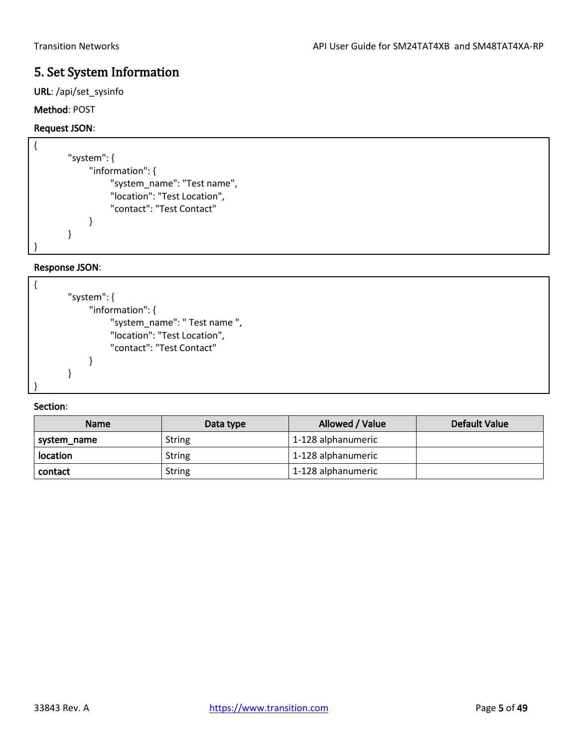# 5. Set System Information

**URL**: /api/set_sysinfo

**Method**: POST

**Request JSON**:

```
{
        "system": {
            "information": {
                "system_name": "Test name",
                "location": "Test Location",
                "contact": "Test Contact"
            }
        }
}
```

**Response JSON**:

```
{
        "system": {
            "information": {
                "system_name": " Test name ",
                "location": "Test Location",
                "contact": "Test Contact"
            }
        }
}
```

**Section**:

| Name | Data type | Allowed / Value | Default Value |
|---|---|---|---|
| **system_name** | String | 1-128 alphanumeric | |
| **location** | String | 1-128 alphanumeric | |
| **contact** | String | 1-128 alphanumeric | |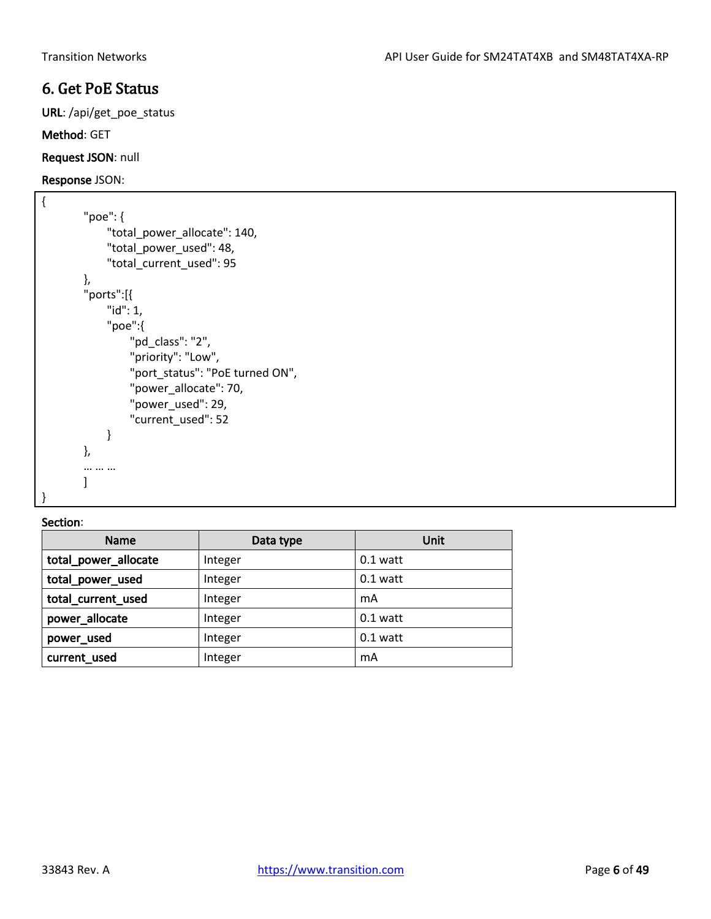## 6. Get PoE Status

**URL**: /api/get_poe_status

**Method**: GET

**Request JSON**: null

**Response** JSON:

```
{
        "poe": {
              "total_power_allocate": 140,
              "total_power_used": 48,
              "total_current_used": 95
        },
        "ports":[{
              "id": 1,
              "poe":{
                    "pd_class": "2",
                    "priority": "Low",
                    "port_status": "PoE turned ON",
                    "power_allocate": 70,
                    "power_used": 29,
                    "current_used": 52
              }
        },
        … … …
        ]
}
```

**Section**:

| Name | Data type | Unit |
|---|---|---|
| **total_power_allocate** | Integer | 0.1 watt |
| **total_power_used** | Integer | 0.1 watt |
| **total_current_used** | Integer | mA |
| **power_allocate** | Integer | 0.1 watt |
| **power_used** | Integer | 0.1 watt |
| **current_used** | Integer | mA |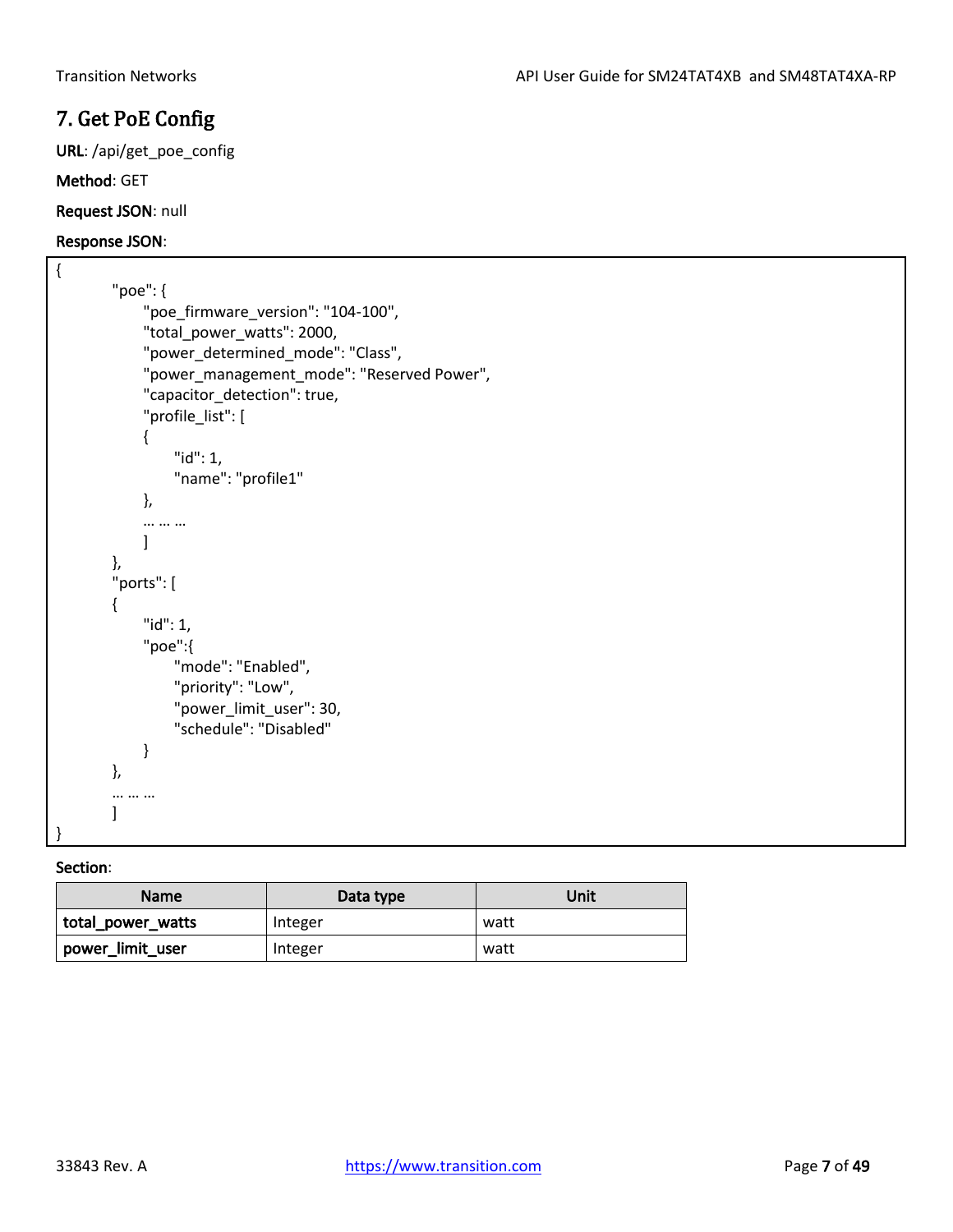## 7. Get PoE Config

**URL**: /api/get_poe_config

**Method**: GET

**Request JSON**: null

**Response JSON**:

```
{
        "poe": {
              "poe_firmware_version": "104-100",
              "total_power_watts": 2000,
              "power_determined_mode": "Class",
              "power_management_mode": "Reserved Power",
              "capacitor_detection": true,
              "profile_list": [
              {
                    "id": 1,
                    "name": "profile1"
              },
              … … …
              ]
        },
        "ports": [
        {
              "id": 1,
              "poe":{
                    "mode": "Enabled",
                    "priority": "Low",
                    "power_limit_user": 30,
                    "schedule": "Disabled"
              }
        },
        … … …
        ]
}
```

**Section**:

| Name | Data type | Unit |
|---|---|---|
| **total_power_watts** | Integer | watt |
| **power_limit_user** | Integer | watt |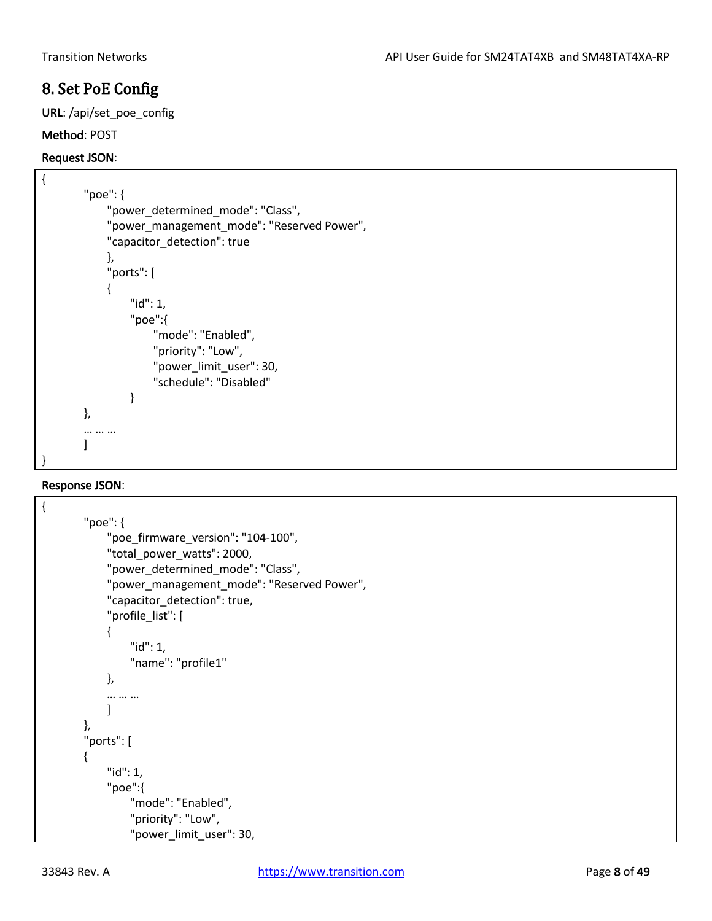## 8. Set PoE Config

**URL**: /api/set_poe_config

**Method**: POST

**Request JSON**:

```
{
        "poe": {
            "power_determined_mode": "Class",
            "power_management_mode": "Reserved Power",
            "capacitor_detection": true
            },
            "ports": [
            {
                "id": 1,
                "poe":{
                    "mode": "Enabled",
                    "priority": "Low",
                    "power_limit_user": 30,
                    "schedule": "Disabled"
                }
        },
        … … …
        ]
}
```

**Response JSON**:

```
{
        "poe": {
            "poe_firmware_version": "104-100",
            "total_power_watts": 2000,
            "power_determined_mode": "Class",
            "power_management_mode": "Reserved Power",
            "capacitor_detection": true,
            "profile_list": [
            {
                "id": 1,
                "name": "profile1"
            },
            … … …
            ]
        },
        "ports": [
        {
            "id": 1,
            "poe":{
                "mode": "Enabled",
                "priority": "Low",
                "power_limit_user": 30,
```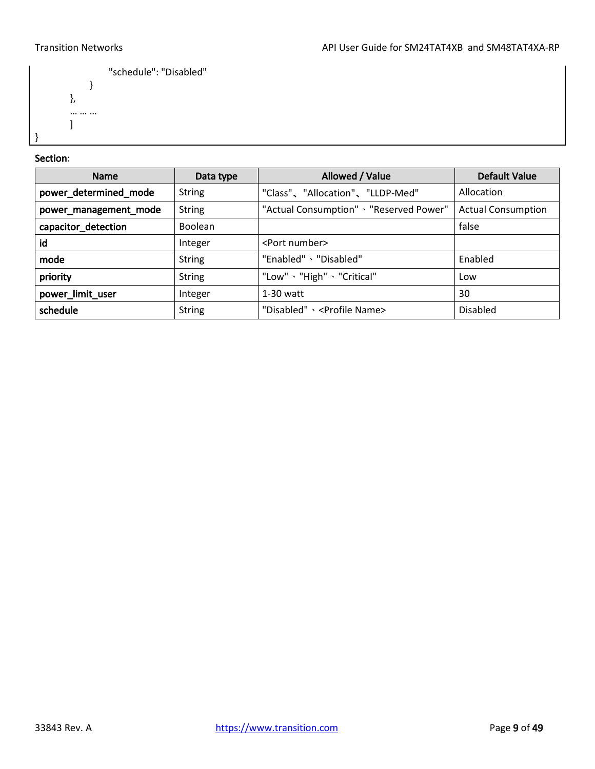```
                "schedule": "Disabled"
            }
        },
        … … …
        ]
}
```

Section:

| Name | Data type | Allowed / Value | Default Value |
|---|---|---|---|
| **power_determined_mode** | String | "Class"、"Allocation"、"LLDP-Med" | Allocation |
| **power_management_mode** | String | "Actual Consumption" 、"Reserved Power" | Actual Consumption |
| **capacitor_detection** | Boolean | | false |
| **id** | Integer | <Port number> | |
| **mode** | String | "Enabled" 、"Disabled" | Enabled |
| **priority** | String | "Low" 、"High" 、"Critical" | Low |
| **power_limit_user** | Integer | 1-30 watt | 30 |
| **schedule** | String | "Disabled" 、<Profile Name> | Disabled |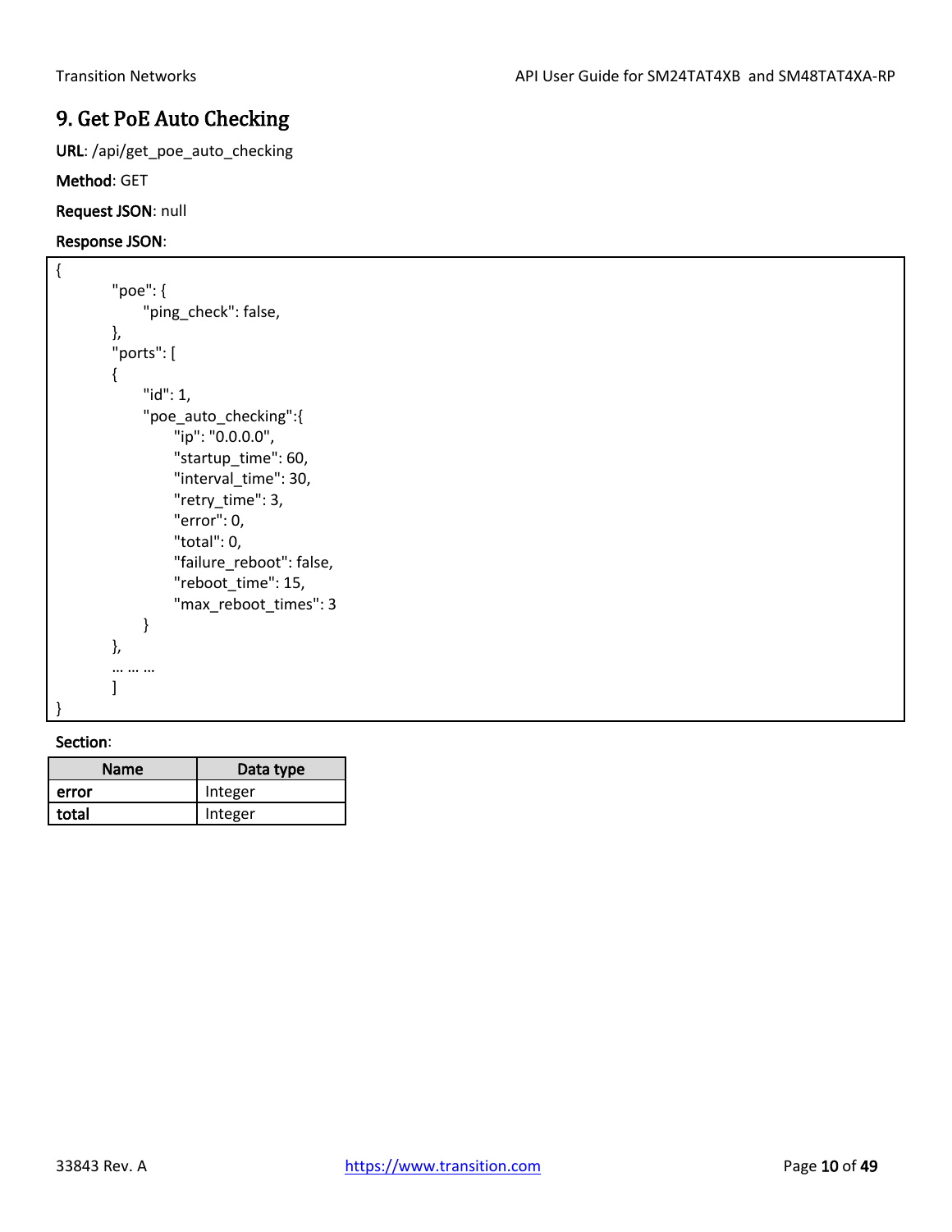# 9. Get PoE Auto Checking

**URL**: /api/get_poe_auto_checking

**Method**: GET

**Request JSON**: null

**Response JSON**:

```
{
        "poe": {
              "ping_check": false,
        },
        "ports": [
        {
              "id": 1,
              "poe_auto_checking":{
                    "ip": "0.0.0.0",
                    "startup_time": 60,
                    "interval_time": 30,
                    "retry_time": 3,
                    "error": 0,
                    "total": 0,
                    "failure_reboot": false,
                    "reboot_time": 15,
                    "max_reboot_times": 3
              }
        },
        … … …
        ]
}
```

**Section**:

| Name | Data type |
|---|---|
| **error** | Integer |
| **total** | Integer |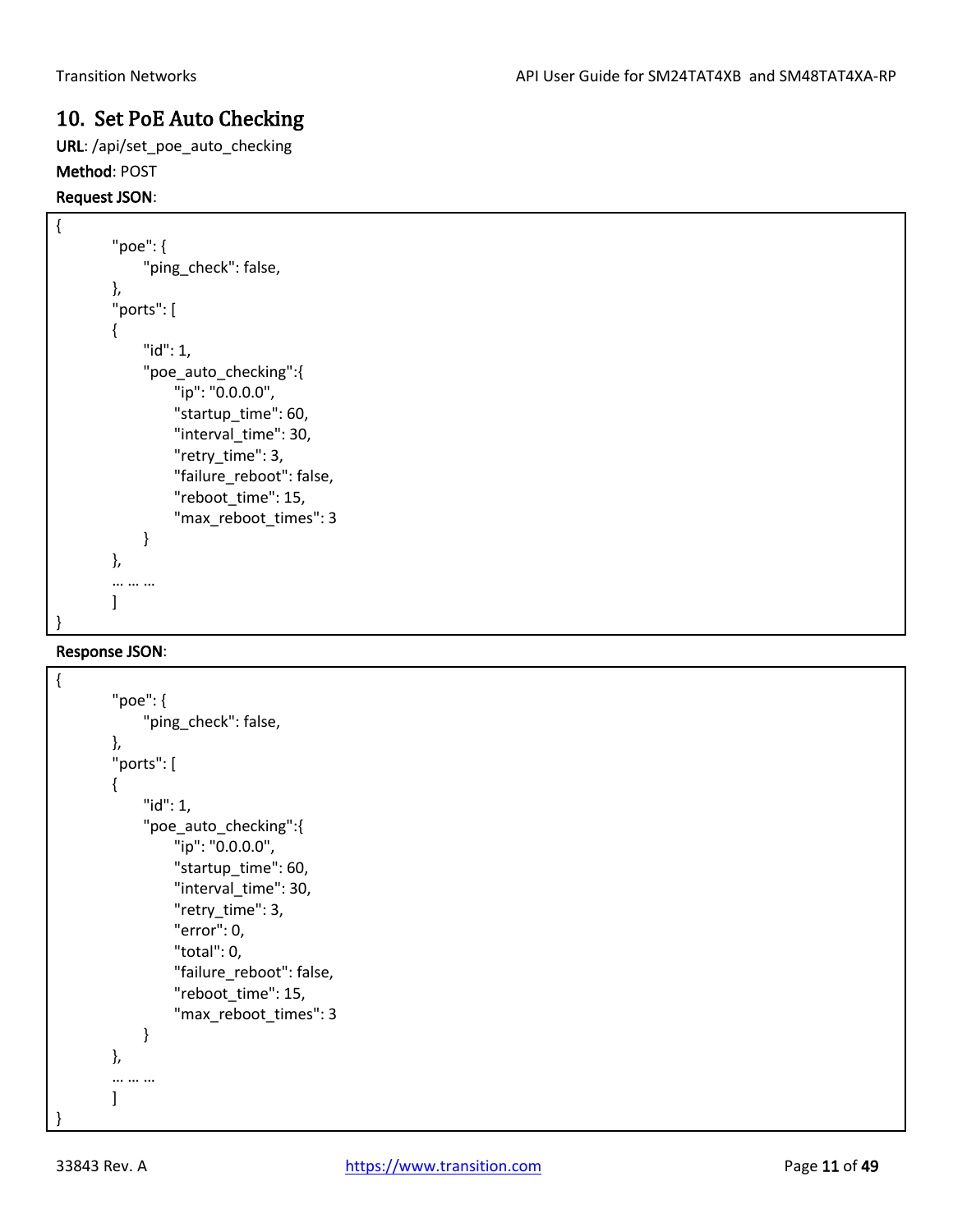## 10. Set PoE Auto Checking

**URL**: /api/set_poe_auto_checking

**Method**: POST

**Request JSON**:

```
{
        "poe": {
              "ping_check": false,
        },
        "ports": [
        {
              "id": 1,
              "poe_auto_checking":{
                    "ip": "0.0.0.0",
                    "startup_time": 60,
                    "interval_time": 30,
                    "retry_time": 3,
                    "failure_reboot": false,
                    "reboot_time": 15,
                    "max_reboot_times": 3
              }
        },
        … … …
        ]
}
```

**Response JSON**:

```
{
        "poe": {
              "ping_check": false,
        },
        "ports": [
        {
              "id": 1,
              "poe_auto_checking":{
                    "ip": "0.0.0.0",
                    "startup_time": 60,
                    "interval_time": 30,
                    "retry_time": 3,
                    "error": 0,
                    "total": 0,
                    "failure_reboot": false,
                    "reboot_time": 15,
                    "max_reboot_times": 3
              }
        },
        … … …
        ]
}
```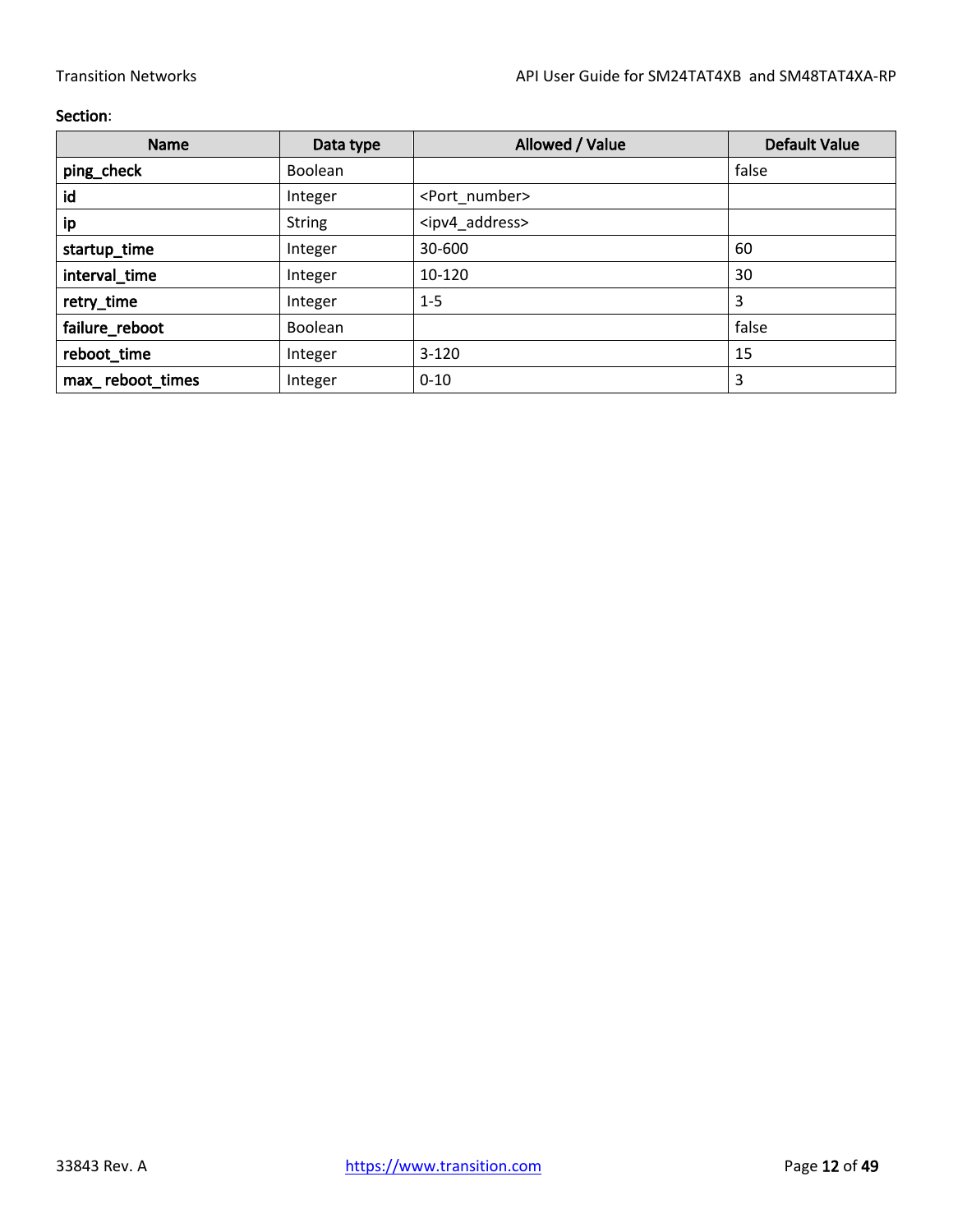**Section**:

| Name | Data type | Allowed / Value | Default Value |
| --- | --- | --- | --- |
| **ping_check** | Boolean | | false |
| **id** | Integer | <Port_number> | |
| **ip** | String | <ipv4_address> | |
| **startup_time** | Integer | 30-600 | 60 |
| **interval_time** | Integer | 10-120 | 30 |
| **retry_time** | Integer | 1-5 | 3 |
| **failure_reboot** | Boolean | | false |
| **reboot_time** | Integer | 3-120 | 15 |
| **max_ reboot_times** | Integer | 0-10 | 3 |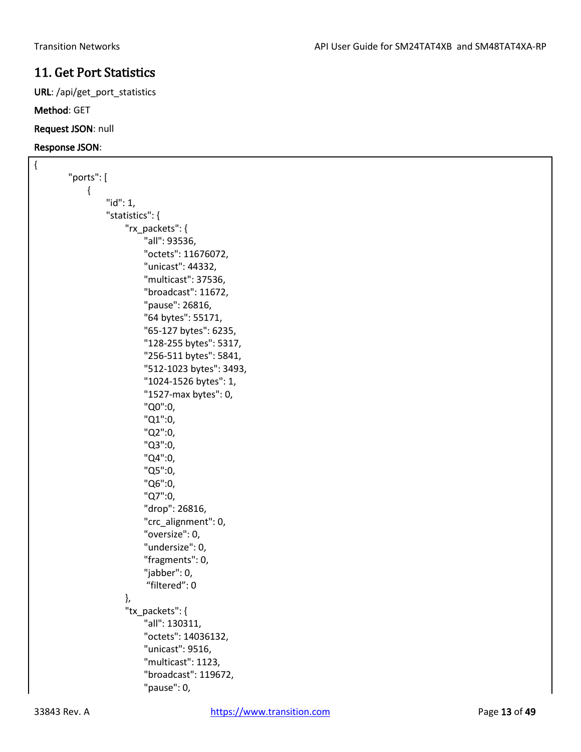## 11. Get Port Statistics

**URL**: /api/get_port_statistics

**Method**: GET

**Request JSON**: null

**Response JSON**:

```
{
        "ports": [
            {
                "id": 1,
                "statistics": {
                    "rx_packets": {
                        "all": 93536,
                        "octets": 11676072,
                        "unicast": 44332,
                        "multicast": 37536,
                        "broadcast": 11672,
                        "pause": 26816,
                        "64 bytes": 55171,
                        "65-127 bytes": 6235,
                        "128-255 bytes": 5317,
                        "256-511 bytes": 5841,
                        "512-1023 bytes": 3493,
                        "1024-1526 bytes": 1,
                        "1527-max bytes": 0,
                        "Q0":0,
                        "Q1":0,
                        "Q2":0,
                        "Q3":0,
                        "Q4":0,
                        "Q5":0,
                        "Q6":0,
                        "Q7":0,
                        "drop": 26816,
                        "crc_alignment": 0,
                        "oversize": 0,
                        "undersize": 0,
                        "fragments": 0,
                        "jabber": 0,
                         “filtered”: 0
                    },
                    "tx_packets": {
                        "all": 130311,
                        "octets": 14036132,
                        "unicast": 9516,
                        "multicast": 1123,
                        "broadcast": 119672,
                        "pause": 0,
```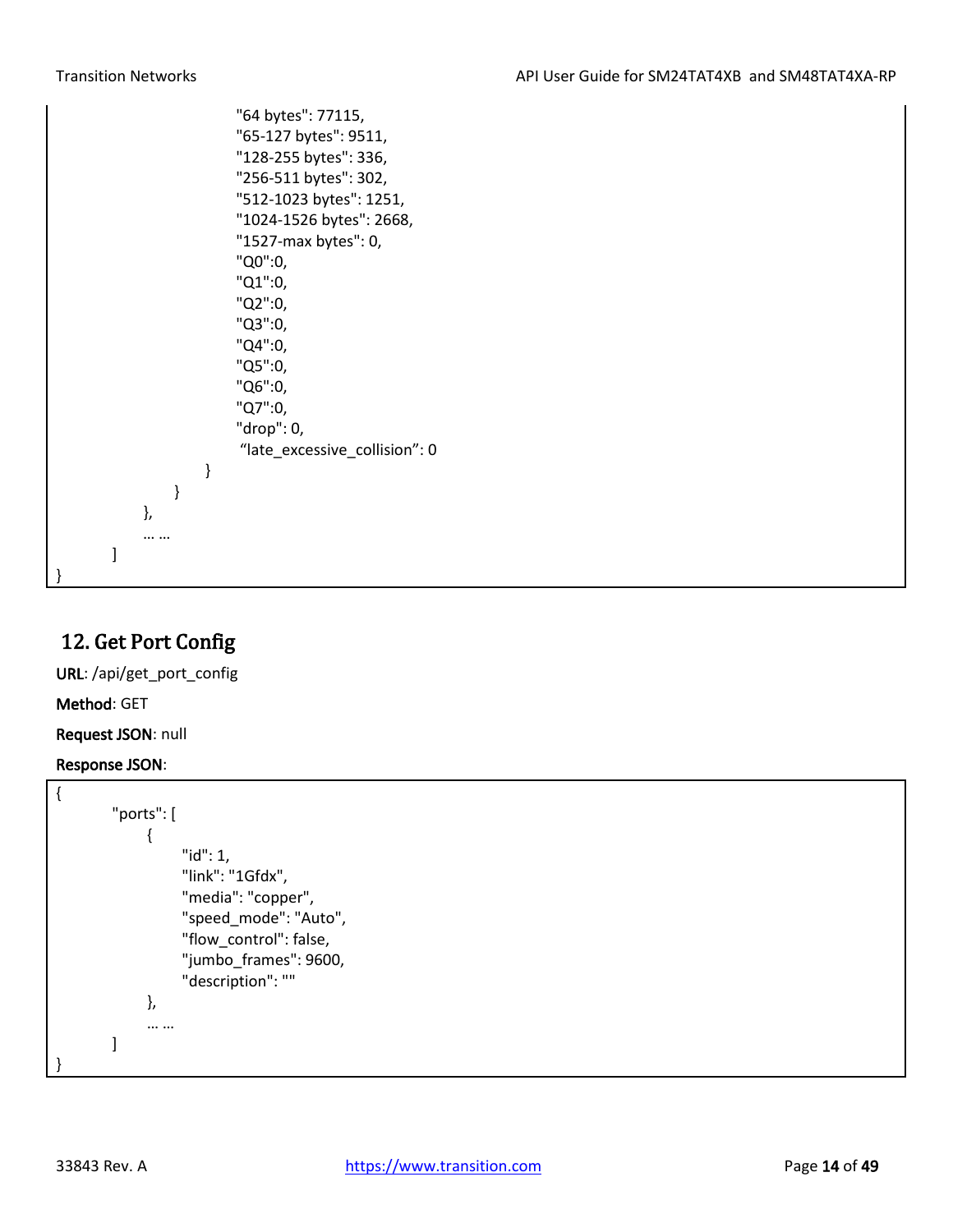```
                    "64 bytes": 77115,
                    "65-127 bytes": 9511,
                    "128-255 bytes": 336,
                    "256-511 bytes": 302,
                    "512-1023 bytes": 1251,
                    "1024-1526 bytes": 2668,
                    "1527-max bytes": 0,
                    "Q0":0,
                    "Q1":0,
                    "Q2":0,
                    "Q3":0,
                    "Q4":0,
                    "Q5":0,
                    "Q6":0,
                    "Q7":0,
                    "drop": 0,
                    "late_excessive_collision": 0
                }
            }
        },
        … …
    ]
}
```

## 12. Get Port Config

**URL**: /api/get_port_config

**Method**: GET

**Request JSON**: null

**Response JSON**:

```
{
    "ports": [
        {
            "id": 1,
            "link": "1Gfdx",
            "media": "copper",
            "speed_mode": "Auto",
            "flow_control": false,
            "jumbo_frames": 9600,
            "description": ""
        },
        … …
    ]
}
```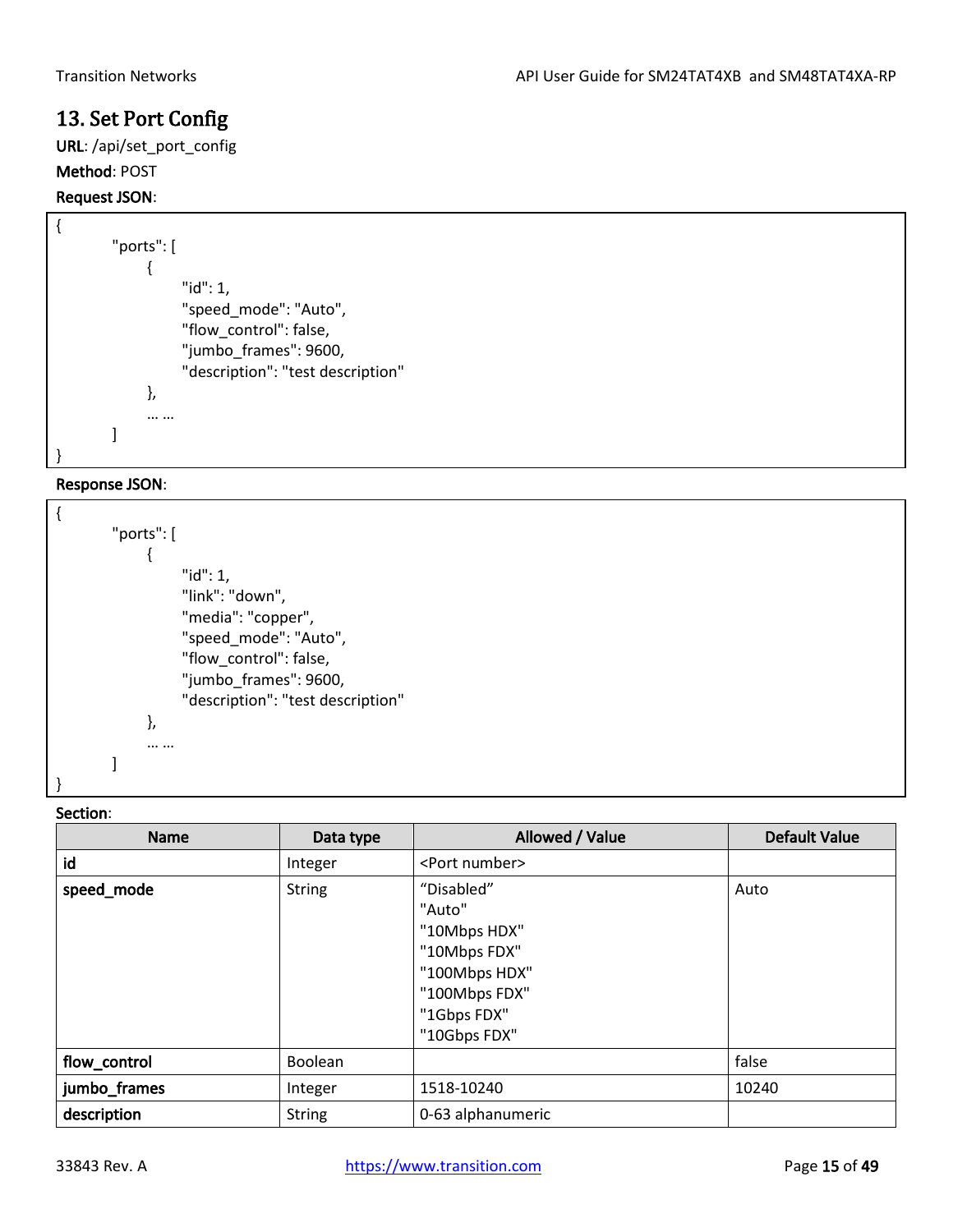# 13. Set Port Config

**URL**: /api/set_port_config

**Method**: POST

**Request JSON**:

```
{
	"ports": [
		{
			"id": 1,
			"speed_mode": "Auto",
			"flow_control": false,
			"jumbo_frames": 9600,
			"description": "test description"
		},
		… …
	]
}
```

**Response JSON**:

```
{
	"ports": [
		{
			"id": 1,
			"link": "down",
			"media": "copper",
			"speed_mode": "Auto",
			"flow_control": false,
			"jumbo_frames": 9600,
			"description": "test description"
		},
		… …
	]
}
```

**Section**:

| Name | Data type | Allowed / Value | Default Value |
|---|---|---|---|
| **id** | Integer | <Port number> | |
| **speed_mode** | String | "Disabled"<br>"Auto"<br>"10Mbps HDX"<br>"10Mbps FDX"<br>"100Mbps HDX"<br>"100Mbps FDX"<br>"1Gbps FDX"<br>"10Gbps FDX" | Auto |
| **flow_control** | Boolean | | false |
| **jumbo_frames** | Integer | 1518-10240 | 10240 |
| **description** | String | 0-63 alphanumeric | |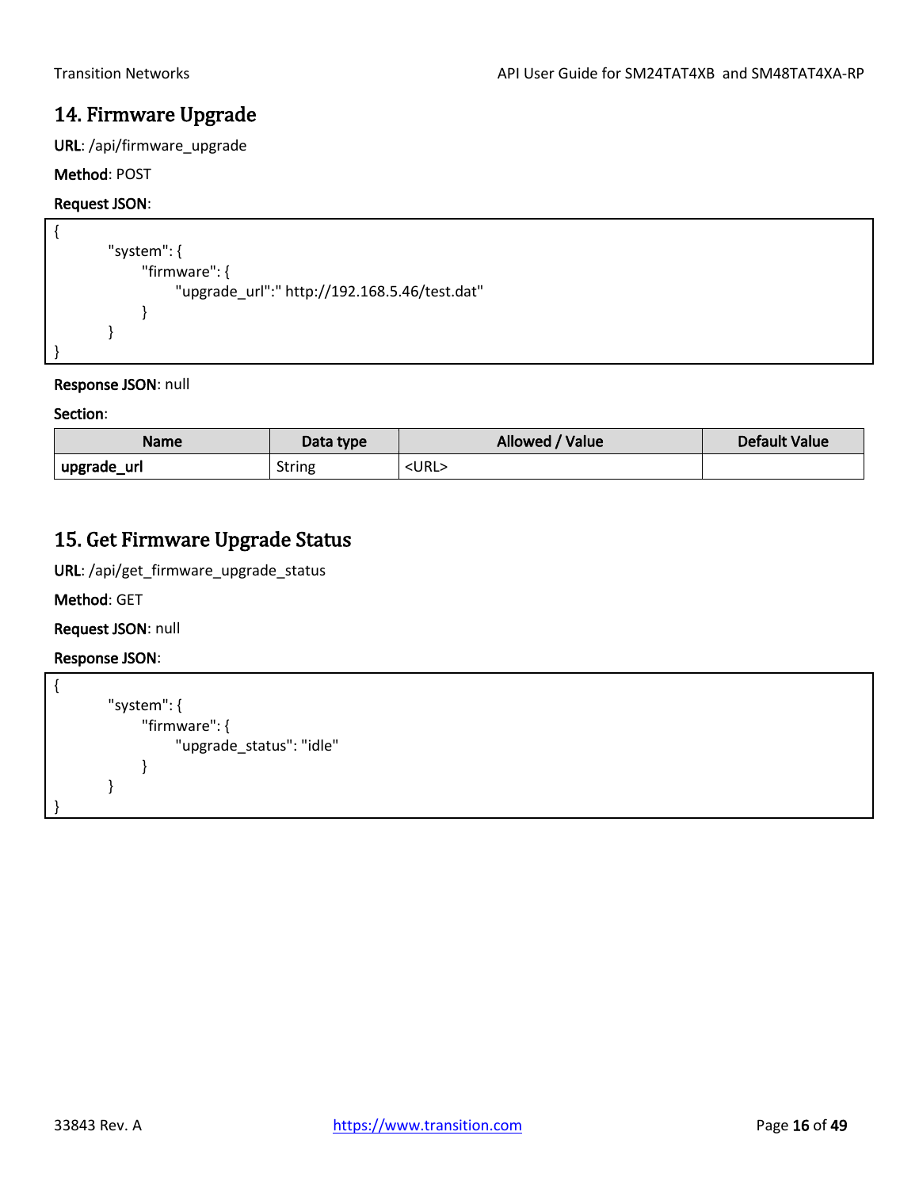## 14. Firmware Upgrade

**URL**: /api/firmware_upgrade

**Method**: POST

**Request JSON**:

```
{
        "system": {
              "firmware": {
                    "upgrade_url":" http://192.168.5.46/test.dat"
              }
        }
}
```

**Response JSON**: null

**Section**:

| Name | Data type | Allowed / Value | Default Value |
|---|---|---|---|
| **upgrade_url** | String | <URL> | |

## 15. Get Firmware Upgrade Status

**URL**: /api/get_firmware_upgrade_status

**Method**: GET

**Request JSON**: null

**Response JSON**:

```
{
        "system": {
              "firmware": {
                    "upgrade_status": "idle"
              }
        }
}
```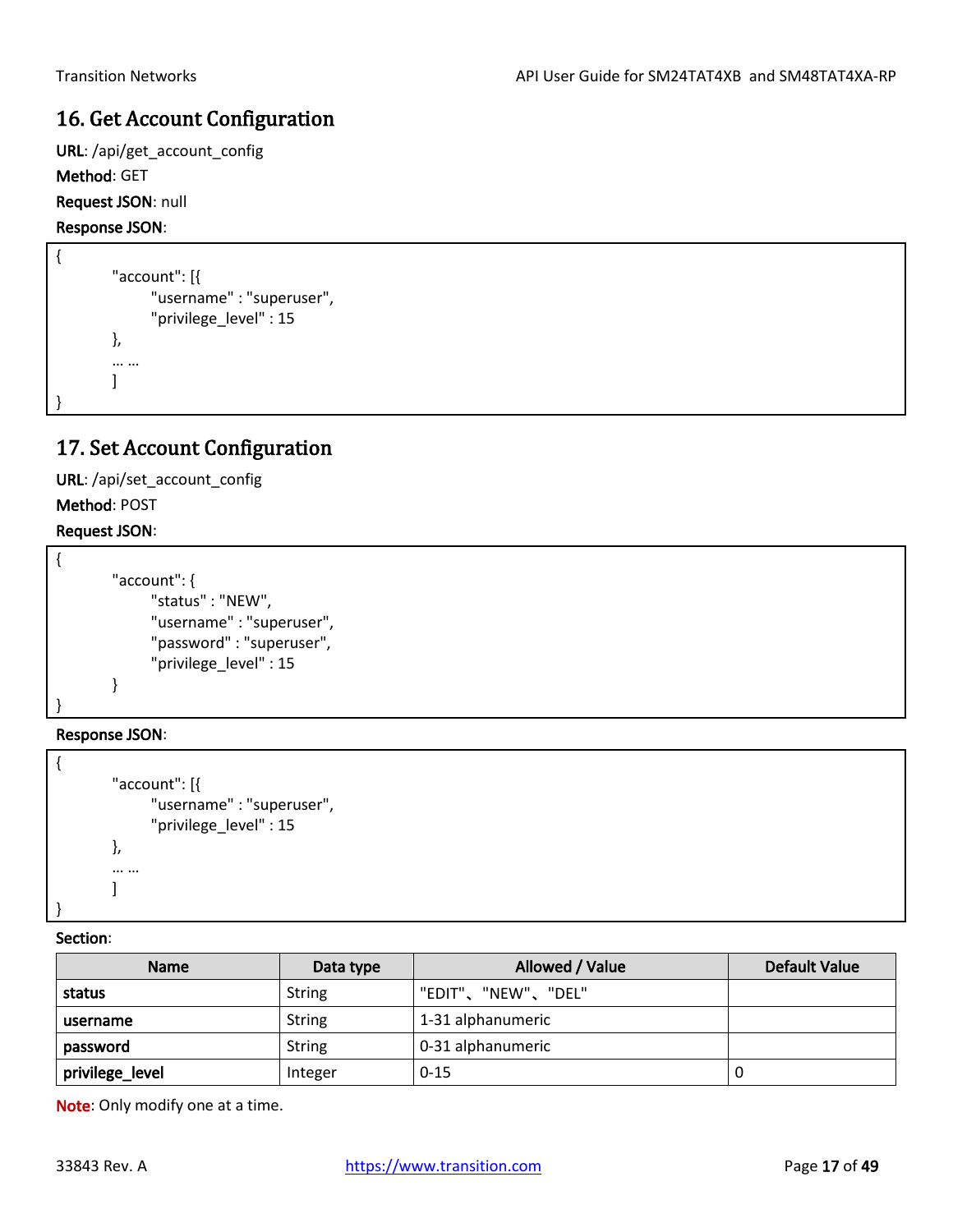## 16. Get Account Configuration

**URL**: /api/get_account_config

**Method**: GET

**Request JSON**: null

**Response JSON**:

```
{
        "account": [{
              "username" : "superuser",
              "privilege_level" : 15
        },
        … …
        ]
}
```

## 17. Set Account Configuration

**URL**: /api/set_account_config

**Method**: POST

**Request JSON**:

```
{
        "account": {
              "status" : "NEW",
              "username" : "superuser",
              "password" : "superuser",
              "privilege_level" : 15
        }
}
```

**Response JSON**:

```
{
        "account": [{
              "username" : "superuser",
              "privilege_level" : 15
        },
        … …
        ]
}
```

**Section**:

| Name | Data type | Allowed / Value | Default Value |
|---|---|---|---|
| **status** | String | "EDIT"、"NEW"、"DEL" | |
| **username** | String | 1-31 alphanumeric | |
| **password** | String | 0-31 alphanumeric | |
| **privilege_level** | Integer | 0-15 | 0 |

**Note**: Only modify one at a time.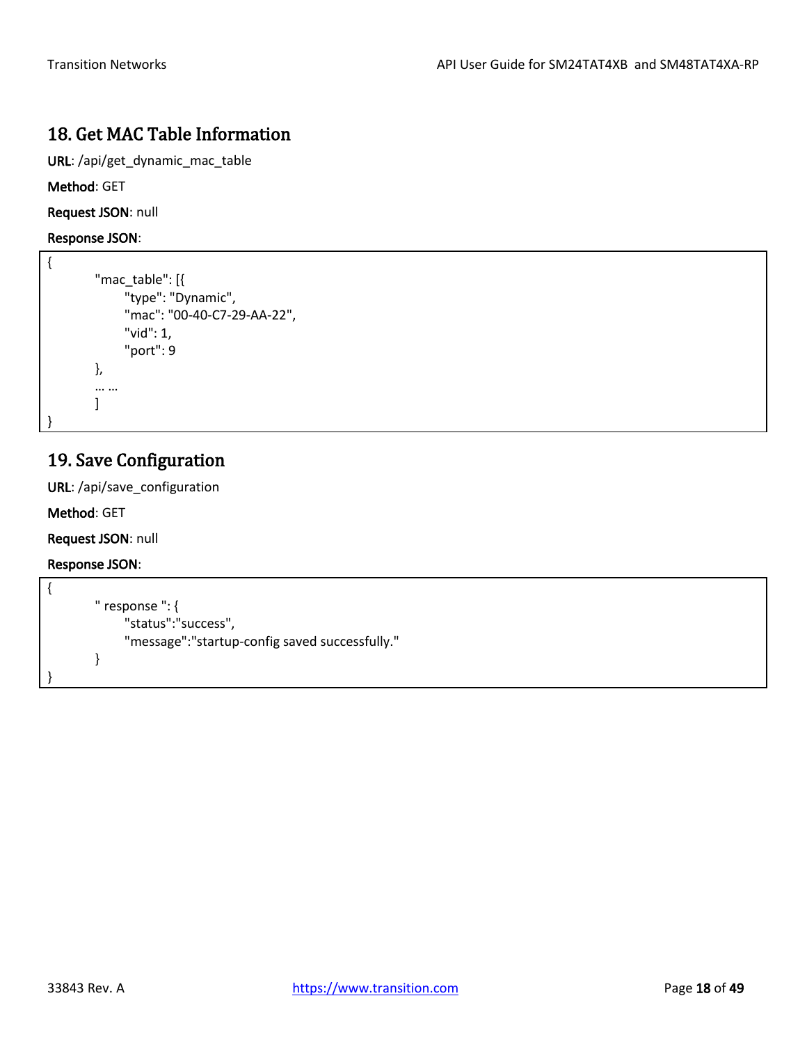## 18. Get MAC Table Information

**URL**: /api/get_dynamic_mac_table

**Method**: GET

**Request JSON**: null

**Response JSON**:

```
{
        "mac_table": [{
              "type": "Dynamic",
              "mac": "00-40-C7-29-AA-22",
              "vid": 1,
              "port": 9
        },
        … …
        ]
}
```

## 19. Save Configuration

**URL**: /api/save_configuration

**Method**: GET

**Request JSON**: null

**Response JSON**:

```
{
        " response ": {
              "status":"success",
              "message":"startup-config saved successfully."
        }
}
```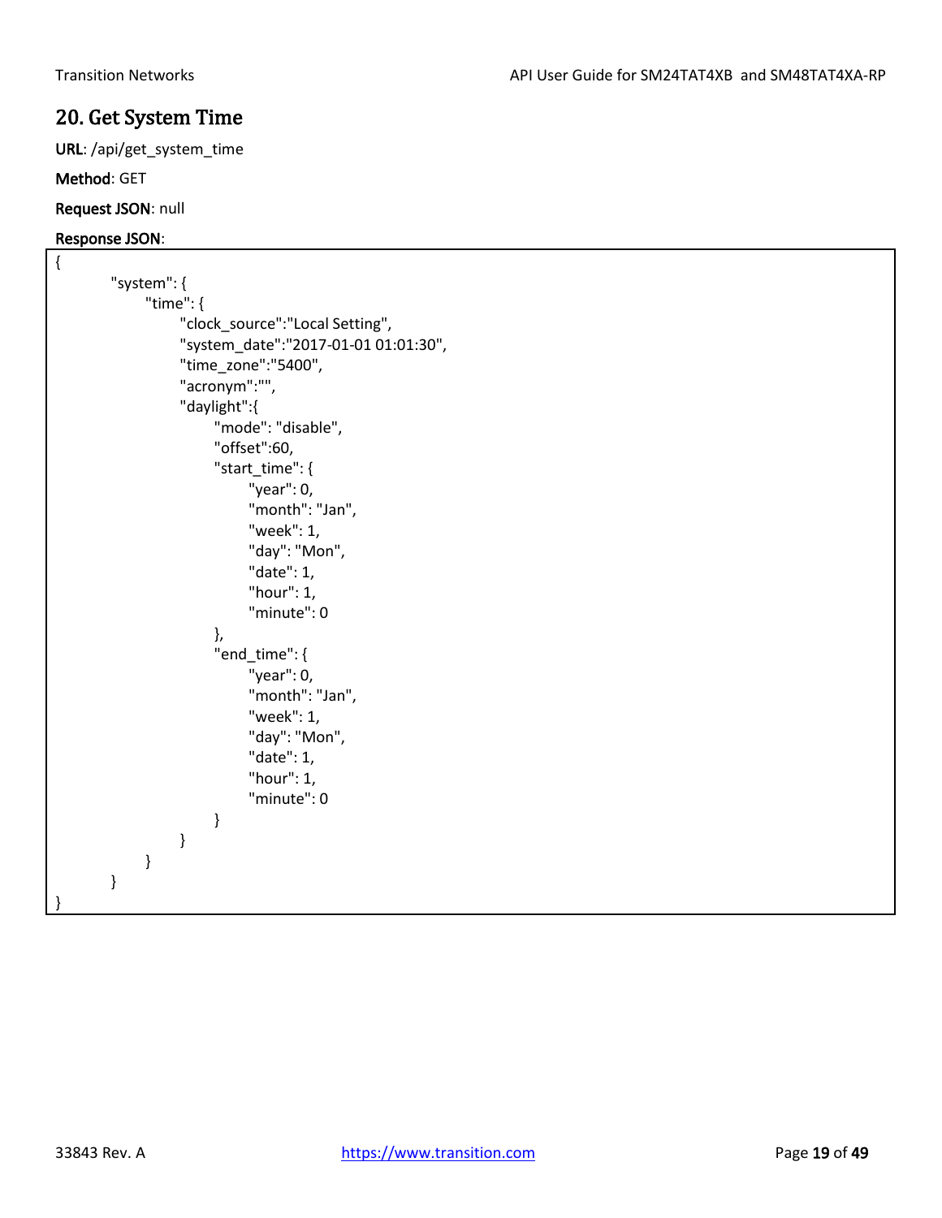## 20. Get System Time

**URL**: /api/get_system_time

**Method**: GET

**Request JSON**: null

**Response JSON**:

```
{
        "system": {
            "time": {
                "clock_source":"Local Setting",
                "system_date":"2017-01-01 01:01:30",
                "time_zone":"5400",
                "acronym":"",
                "daylight":{
                    "mode": "disable",
                    "offset":60,
                    "start_time": {
                        "year": 0,
                        "month": "Jan",
                        "week": 1,
                        "day": "Mon",
                        "date": 1,
                        "hour": 1,
                        "minute": 0
                    },
                    "end_time": {
                        "year": 0,
                        "month": "Jan",
                        "week": 1,
                        "day": "Mon",
                        "date": 1,
                        "hour": 1,
                        "minute": 0
                    }
                }
            }
        }
}
```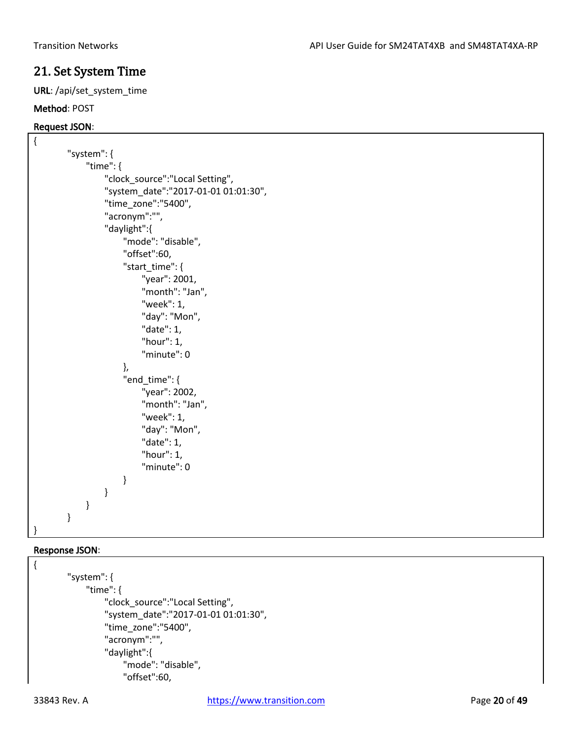## 21. Set System Time

**URL**: /api/set_system_time

**Method**: POST

**Request JSON**:

```
{
        "system": {
            "time": {
                "clock_source":"Local Setting",
                "system_date":"2017-01-01 01:01:30",
                "time_zone":"5400",
                "acronym":"",
                "daylight":{
                    "mode": "disable",
                    "offset":60,
                    "start_time": {
                        "year": 2001,
                        "month": "Jan",
                        "week": 1,
                        "day": "Mon",
                        "date": 1,
                        "hour": 1,
                        "minute": 0
                    },
                    "end_time": {
                        "year": 2002,
                        "month": "Jan",
                        "week": 1,
                        "day": "Mon",
                        "date": 1,
                        "hour": 1,
                        "minute": 0
                    }
                }
            }
        }
}
```

**Response JSON**:

```
{
        "system": {
            "time": {
                "clock_source":"Local Setting",
                "system_date":"2017-01-01 01:01:30",
                "time_zone":"5400",
                "acronym":"",
                "daylight":{
                    "mode": "disable",
                    "offset":60,
```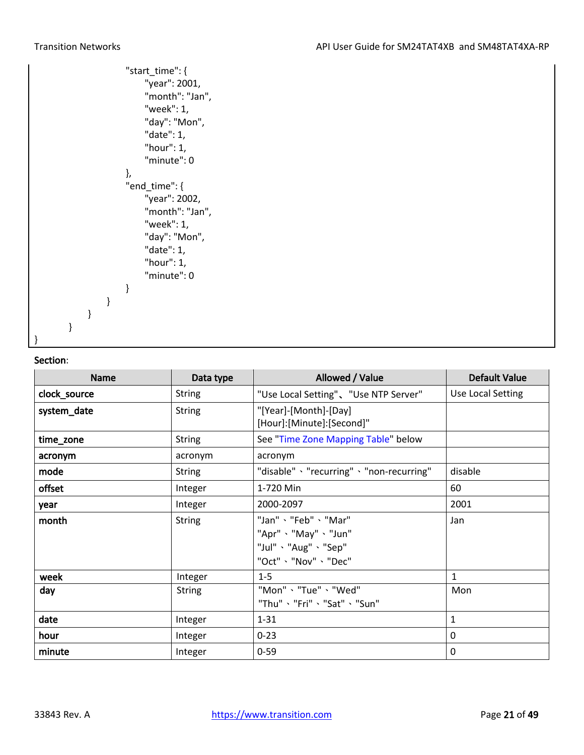```
                    "start_time": {
                        "year": 2001,
                        "month": "Jan",
                        "week": 1,
                        "day": "Mon",
                        "date": 1,
                        "hour": 1,
                        "minute": 0
                    },
                    "end_time": {
                        "year": 2002,
                        "month": "Jan",
                        "week": 1,
                        "day": "Mon",
                        "date": 1,
                        "hour": 1,
                        "minute": 0
                    }
                }
            }
        }
}
```

**Section**:

| Name | Data type | Allowed / Value | Default Value |
|---|---|---|---|
| **clock_source** | String | "Use Local Setting"、"Use NTP Server" | Use Local Setting |
| **system_date** | String | "[Year]-[Month]-[Day] [Hour]:[Minute]:[Second]" | |
| **time_zone** | String | See "Time Zone Mapping Table" below | |
| **acronym** | acronym | acronym | |
| **mode** | String | "disable"、"recurring"、"non-recurring" | disable |
| **offset** | Integer | 1-720 Min | 60 |
| **year** | Integer | 2000-2097 | 2001 |
| **month** | String | "Jan"、"Feb"、"Mar" "Apr"、"May"、"Jun" "Jul"、"Aug"、"Sep" "Oct"、"Nov"、"Dec" | Jan |
| **week** | Integer | 1-5 | 1 |
| **day** | String | "Mon"、"Tue"、"Wed" "Thu"、"Fri"、"Sat"、"Sun" | Mon |
| **date** | Integer | 1-31 | 1 |
| **hour** | Integer | 0-23 | 0 |
| **minute** | Integer | 0-59 | 0 |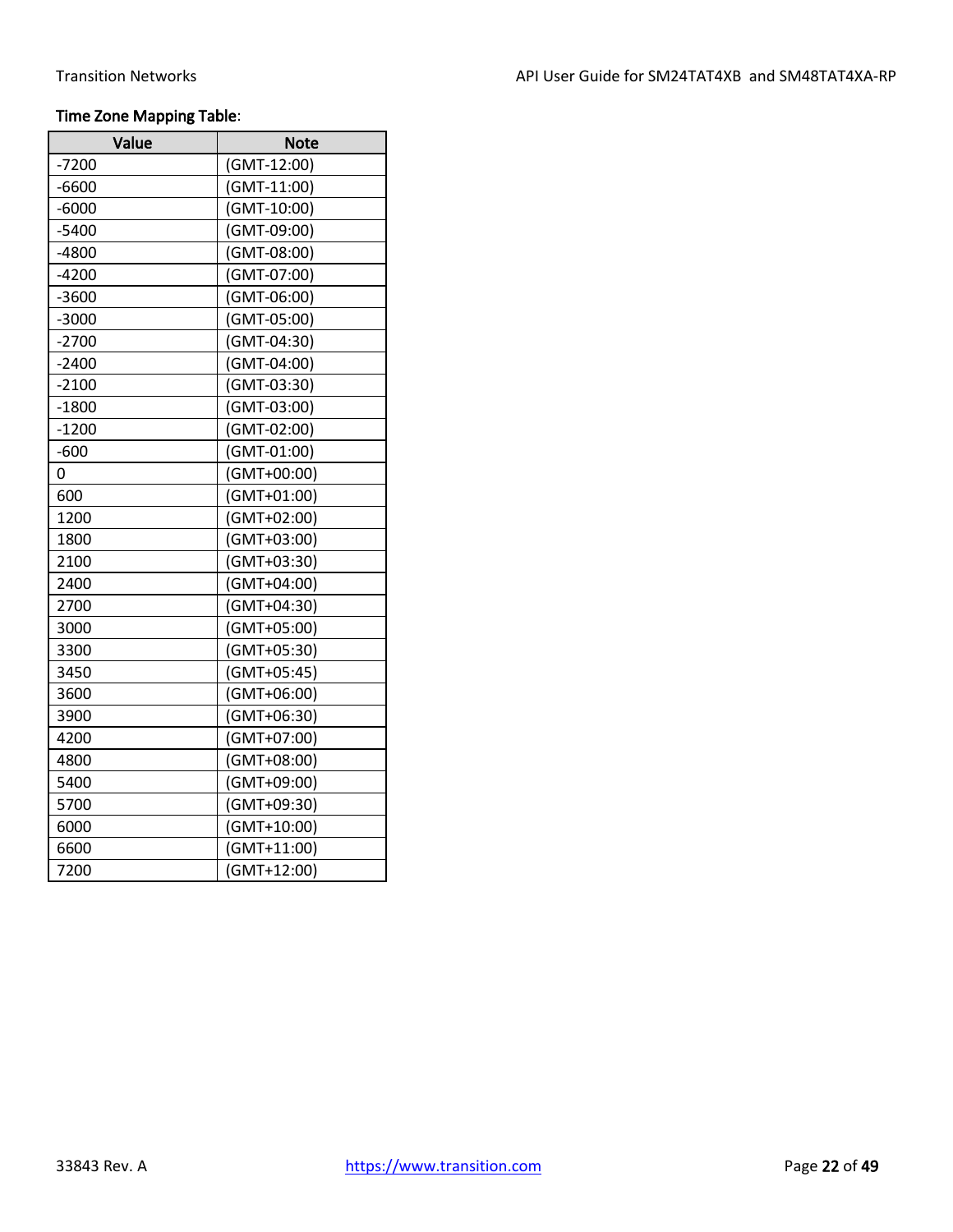**Time Zone Mapping Table**:

| Value | Note |
|---|---|
| -7200 | (GMT-12:00) |
| -6600 | (GMT-11:00) |
| -6000 | (GMT-10:00) |
| -5400 | (GMT-09:00) |
| -4800 | (GMT-08:00) |
| -4200 | (GMT-07:00) |
| -3600 | (GMT-06:00) |
| -3000 | (GMT-05:00) |
| -2700 | (GMT-04:30) |
| -2400 | (GMT-04:00) |
| -2100 | (GMT-03:30) |
| -1800 | (GMT-03:00) |
| -1200 | (GMT-02:00) |
| -600 | (GMT-01:00) |
| 0 | (GMT+00:00) |
| 600 | (GMT+01:00) |
| 1200 | (GMT+02:00) |
| 1800 | (GMT+03:00) |
| 2100 | (GMT+03:30) |
| 2400 | (GMT+04:00) |
| 2700 | (GMT+04:30) |
| 3000 | (GMT+05:00) |
| 3300 | (GMT+05:30) |
| 3450 | (GMT+05:45) |
| 3600 | (GMT+06:00) |
| 3900 | (GMT+06:30) |
| 4200 | (GMT+07:00) |
| 4800 | (GMT+08:00) |
| 5400 | (GMT+09:00) |
| 5700 | (GMT+09:30) |
| 6000 | (GMT+10:00) |
| 6600 | (GMT+11:00) |
| 7200 | (GMT+12:00) |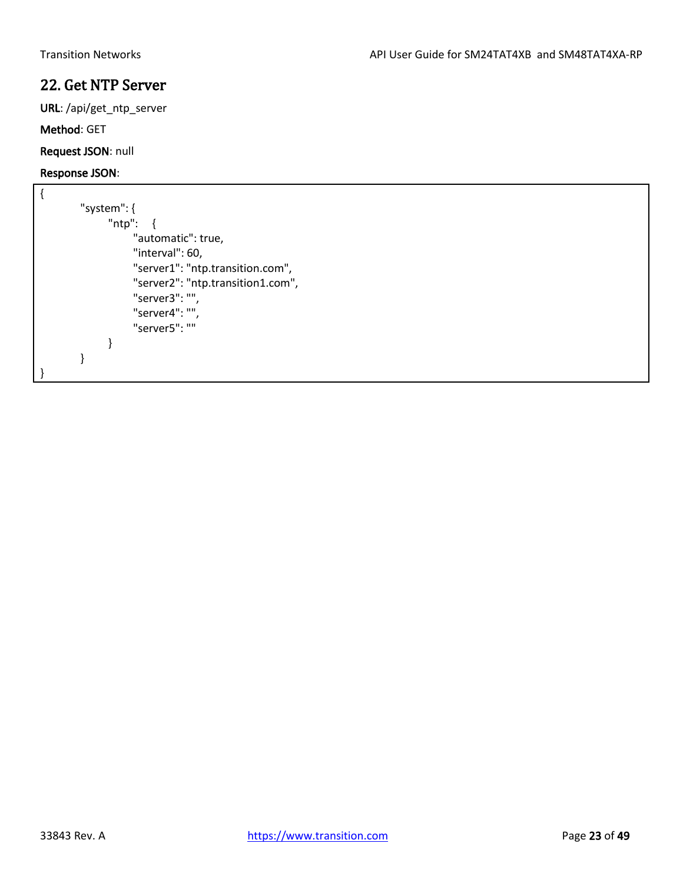## 22. Get NTP Server

**URL**: /api/get_ntp_server

**Method**: GET

**Request JSON**: null

**Response JSON**:

```
{
    "system": {
        "ntp":    {
            "automatic": true,
            "interval": 60,
            "server1": "ntp.transition.com",
            "server2": "ntp.transition1.com",
            "server3": "",
            "server4": "",
            "server5": ""
        }
    }
}
```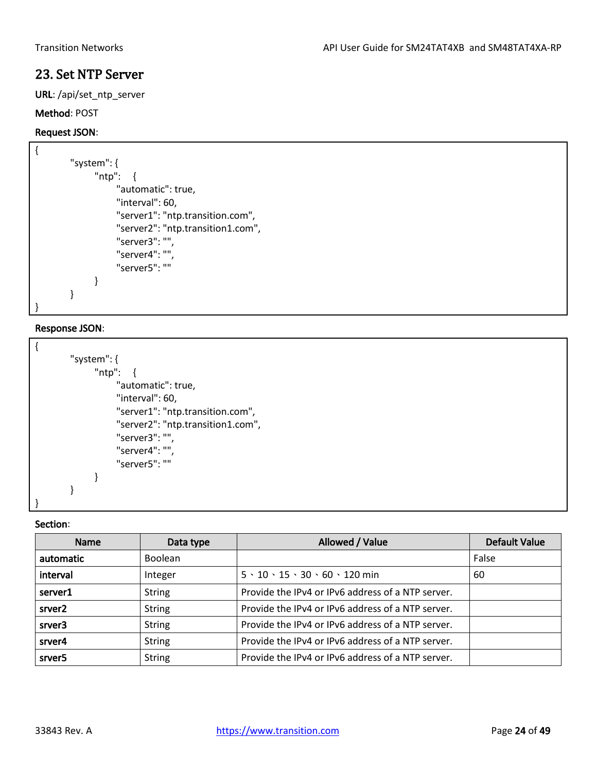## 23. Set NTP Server

**URL**: /api/set_ntp_server

**Method**: POST

**Request JSON**:

```
{
        "system": {
                "ntp":    {
                        "automatic": true,
                        "interval": 60,
                        "server1": "ntp.transition.com",
                        "server2": "ntp.transition1.com",
                        "server3": "",
                        "server4": "",
                        "server5": ""
                }
        }
}
```

**Response JSON**:

```
{
        "system": {
                "ntp":    {
                        "automatic": true,
                        "interval": 60,
                        "server1": "ntp.transition.com",
                        "server2": "ntp.transition1.com",
                        "server3": "",
                        "server4": "",
                        "server5": ""
                }
        }
}
```

**Section**:

| Name | Data type | Allowed / Value | Default Value |
|---|---|---|---|
| **automatic** | Boolean | | False |
| **interval** | Integer | 5、10、15、30、60、120 min | 60 |
| **server1** | String | Provide the IPv4 or IPv6 address of a NTP server. | |
| **srver2** | String | Provide the IPv4 or IPv6 address of a NTP server. | |
| **srver3** | String | Provide the IPv4 or IPv6 address of a NTP server. | |
| **srver4** | String | Provide the IPv4 or IPv6 address of a NTP server. | |
| **srver5** | String | Provide the IPv4 or IPv6 address of a NTP server. | |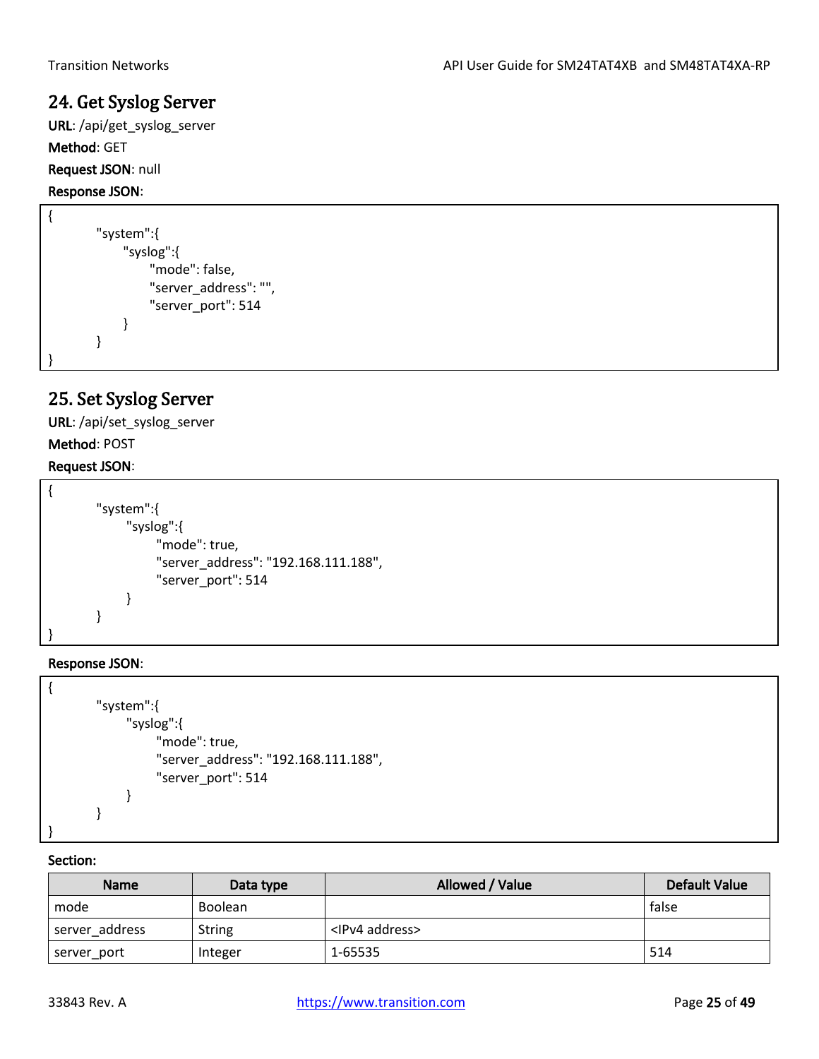## 24. Get Syslog Server

**URL**: /api/get_syslog_server

**Method**: GET

**Request JSON**: null

**Response JSON**:

```
{
        "system":{
            "syslog":{
                "mode": false,
                "server_address": "",
                "server_port": 514
            }
        }
}
```

## 25. Set Syslog Server

**URL**: /api/set_syslog_server

**Method**: POST

**Request JSON**:

```
{
        "system":{
            "syslog":{
                "mode": true,
                "server_address": "192.168.111.188",
                "server_port": 514
            }
        }
}
```

**Response JSON**:

```
{
        "system":{
            "syslog":{
                "mode": true,
                "server_address": "192.168.111.188",
                "server_port": 514
            }
        }
}
```

**Section:**

| Name | Data type | Allowed / Value | Default Value |
|---|---|---|---|
| mode | Boolean | | false |
| server_address | String | <IPv4 address> | |
| server_port | Integer | 1-65535 | 514 |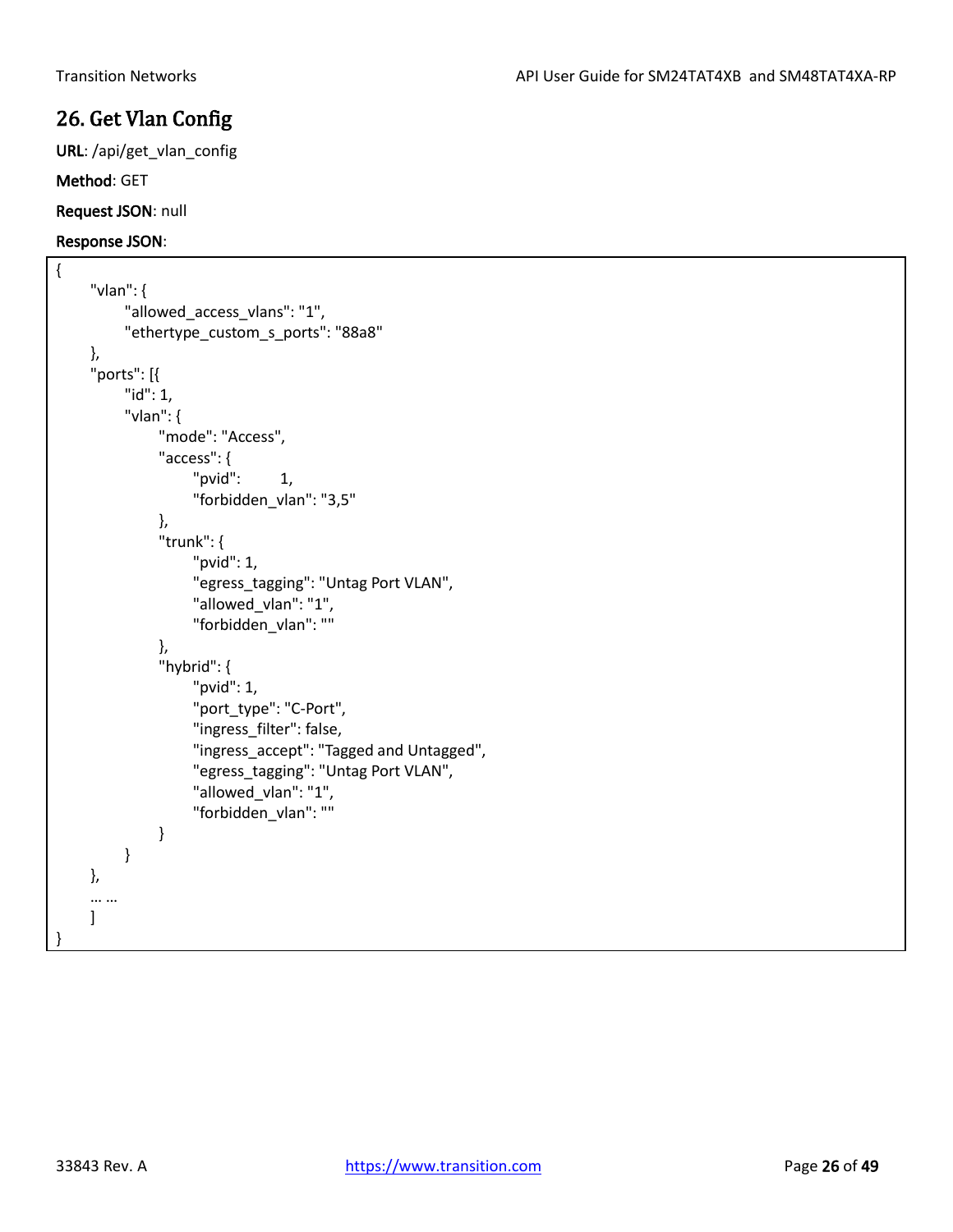## 26. Get Vlan Config

**URL**: /api/get_vlan_config

**Method**: GET

**Request JSON**: null

**Response JSON**:

```
{
    "vlan": {
        "allowed_access_vlans": "1",
        "ethertype_custom_s_ports": "88a8"
    },
    "ports": [{
        "id": 1,
        "vlan": {
            "mode": "Access",
            "access": {
                "pvid":     1,
                "forbidden_vlan": "3,5"
            },
            "trunk": {
                "pvid": 1,
                "egress_tagging": "Untag Port VLAN",
                "allowed_vlan": "1",
                "forbidden_vlan": ""
            },
            "hybrid": {
                "pvid": 1,
                "port_type": "C-Port",
                "ingress_filter": false,
                "ingress_accept": "Tagged and Untagged",
                "egress_tagging": "Untag Port VLAN",
                "allowed_vlan": "1",
                "forbidden_vlan": ""
            }
        }
    },
    … …
    ]
}
```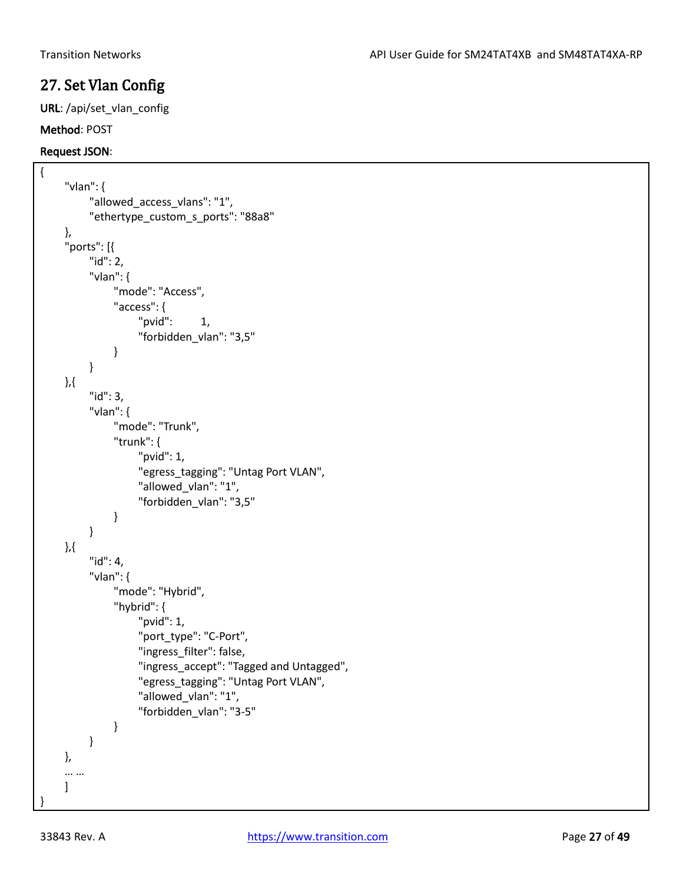## 27. Set Vlan Config

**URL**: /api/set_vlan_config

**Method**: POST

**Request JSON**:

```
{
    "vlan": {
        "allowed_access_vlans": "1",
        "ethertype_custom_s_ports": "88a8"
    },
    "ports": [{
        "id": 2,
        "vlan": {
            "mode": "Access",
            "access": {
                "pvid":      1,
                "forbidden_vlan": "3,5"
            }
        }
    },{
        "id": 3,
        "vlan": {
            "mode": "Trunk",
            "trunk": {
                "pvid": 1,
                "egress_tagging": "Untag Port VLAN",
                "allowed_vlan": "1",
                "forbidden_vlan": "3,5"
            }
        }
    },{
        "id": 4,
        "vlan": {
            "mode": "Hybrid",
            "hybrid": {
                "pvid": 1,
                "port_type": "C-Port",
                "ingress_filter": false,
                "ingress_accept": "Tagged and Untagged",
                "egress_tagging": "Untag Port VLAN",
                "allowed_vlan": "1",
                "forbidden_vlan": "3-5"
            }
        }
    },
    … …
    ]
}
```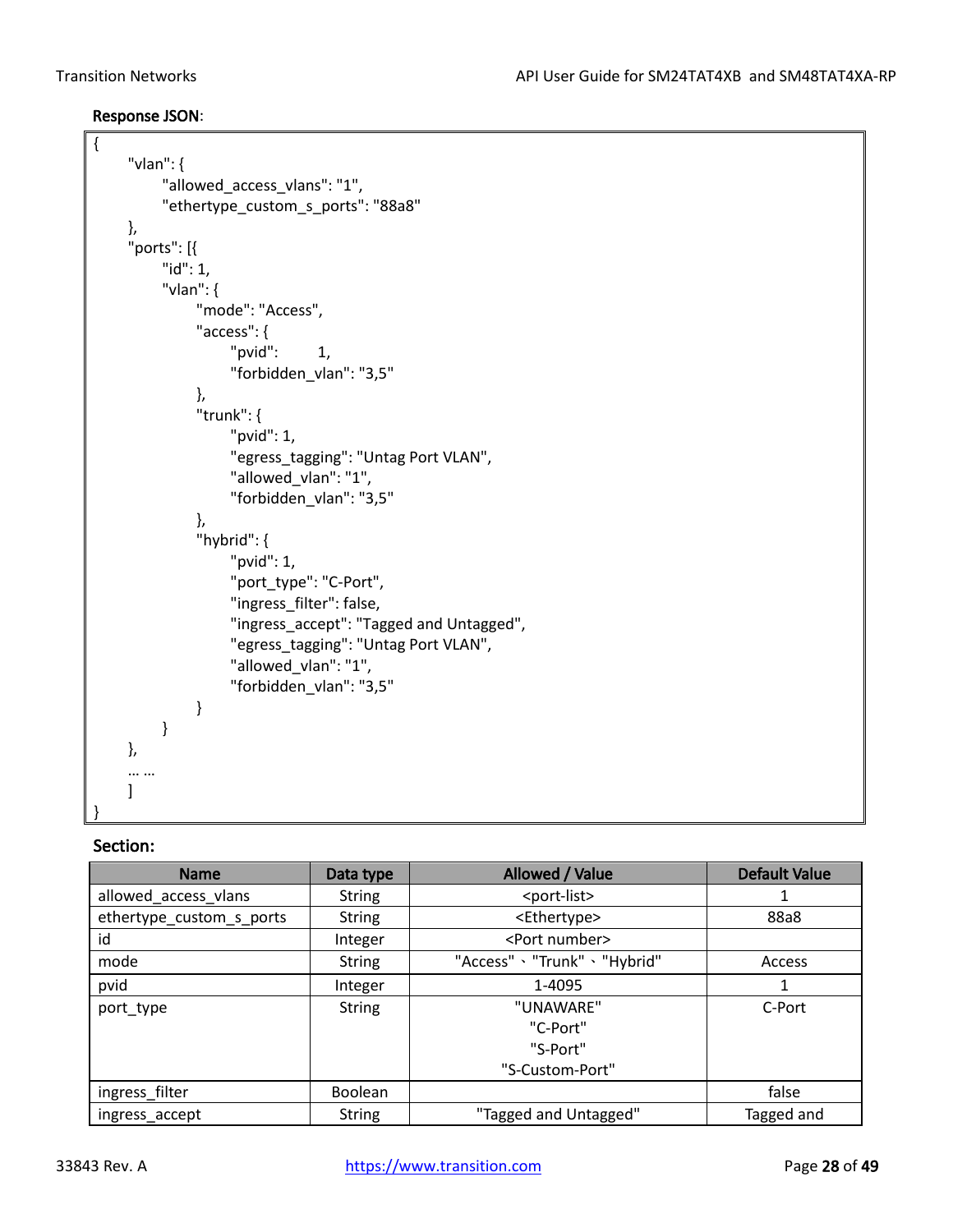**Response JSON**:

```
{
	"vlan": {
		"allowed_access_vlans": "1",
		"ethertype_custom_s_ports": "88a8"
	},
	"ports": [{
		"id": 1,
		"vlan": {
			"mode": "Access",
			"access": {
				"pvid":		1,
				"forbidden_vlan": "3,5"
			},
			"trunk": {
				"pvid": 1,
				"egress_tagging": "Untag Port VLAN",
				"allowed_vlan": "1",
				"forbidden_vlan": "3,5"
			},
			"hybrid": {
				"pvid": 1,
				"port_type": "C-Port",
				"ingress_filter": false,
				"ingress_accept": "Tagged and Untagged",
				"egress_tagging": "Untag Port VLAN",
				"allowed_vlan": "1",
				"forbidden_vlan": "3,5"
			}
		}
	},
	… …
	]
}
```

**Section:**

| Name | Data type | Allowed / Value | Default Value |
|---|---|---|---|
| allowed_access_vlans | String | <port-list> | 1 |
| ethertype_custom_s_ports | String | <Ethertype> | 88a8 |
| id | Integer | <Port number> | |
| mode | String | "Access"、"Trunk"、"Hybrid" | Access |
| pvid | Integer | 1-4095 | 1 |
| port_type | String | "UNAWARE" "C-Port" "S-Port" "S-Custom-Port" | C-Port |
| ingress_filter | Boolean | | false |
| ingress_accept | String | "Tagged and Untagged" | Tagged and |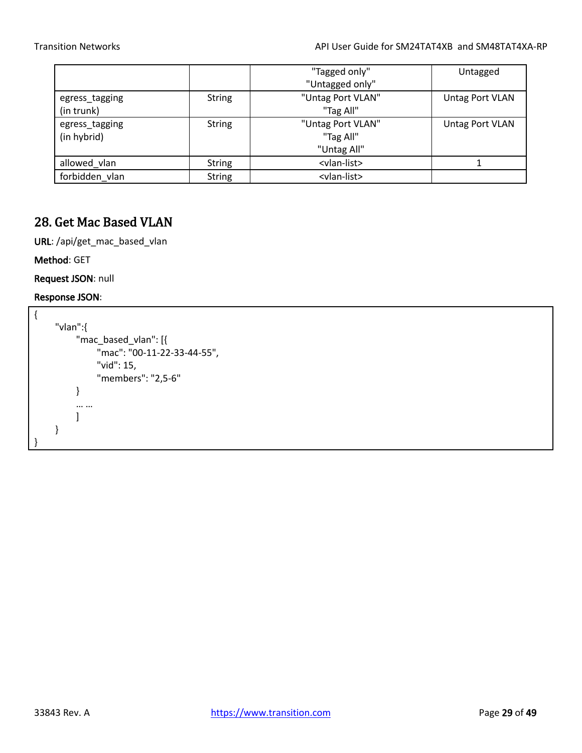| | | "Tagged only"<br>"Untagged only" | Untagged |
|---|---|---|---|
| egress_tagging<br>(in trunk) | String | "Untag Port VLAN"<br>"Tag All" | Untag Port VLAN |
| egress_tagging<br>(in hybrid) | String | "Untag Port VLAN"<br>"Tag All"<br>"Untag All" | Untag Port VLAN |
| allowed_vlan | String | <vlan-list> | 1 |
| forbidden_vlan | String | <vlan-list> | |

## 28. Get Mac Based VLAN

**URL**: /api/get_mac_based_vlan

**Method**: GET

**Request JSON**: null

**Response JSON**:

```
{
    "vlan":{
        "mac_based_vlan": [{
            "mac": "00-11-22-33-44-55",
            "vid": 15,
            "members": "2,5-6"
        }
        … …
        ]
    }
}
```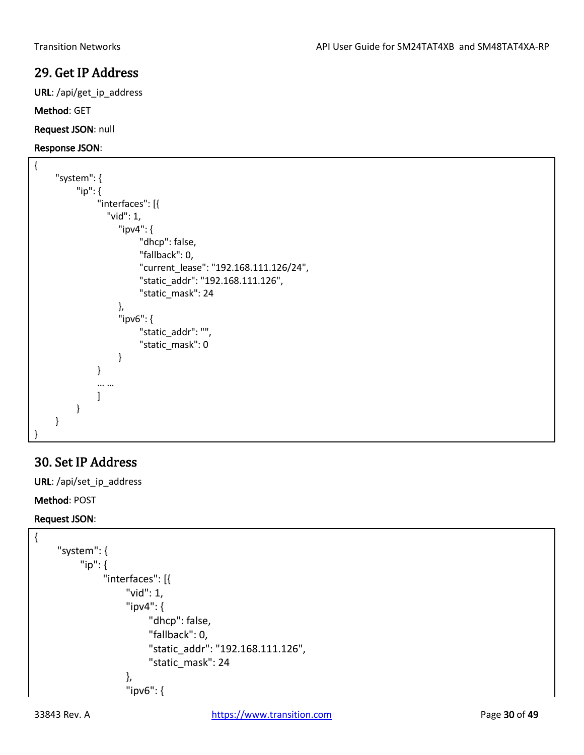## 29. Get IP Address

**URL**: /api/get_ip_address

**Method**: GET

**Request JSON**: null

**Response JSON**:

```
{
	"system": {
		"ip": {
			"interfaces": [{
			   "vid": 1,
				"ipv4": {
					"dhcp": false,
					"fallback": 0,
					"current_lease": "192.168.111.126/24",
					"static_addr": "192.168.111.126",
					"static_mask": 24
				},
				"ipv6": {
					"static_addr": "",
					"static_mask": 0
				}
			}
			… …
			]
		}
	}
}
```

## 30. Set IP Address

**URL**: /api/set_ip_address

**Method**: POST

**Request JSON**:

```
{
	"system": {
		"ip": {
			"interfaces": [{
				"vid": 1,
				"ipv4": {
					"dhcp": false,
					"fallback": 0,
					"static_addr": "192.168.111.126",
					"static_mask": 24
				},
				"ipv6": {
```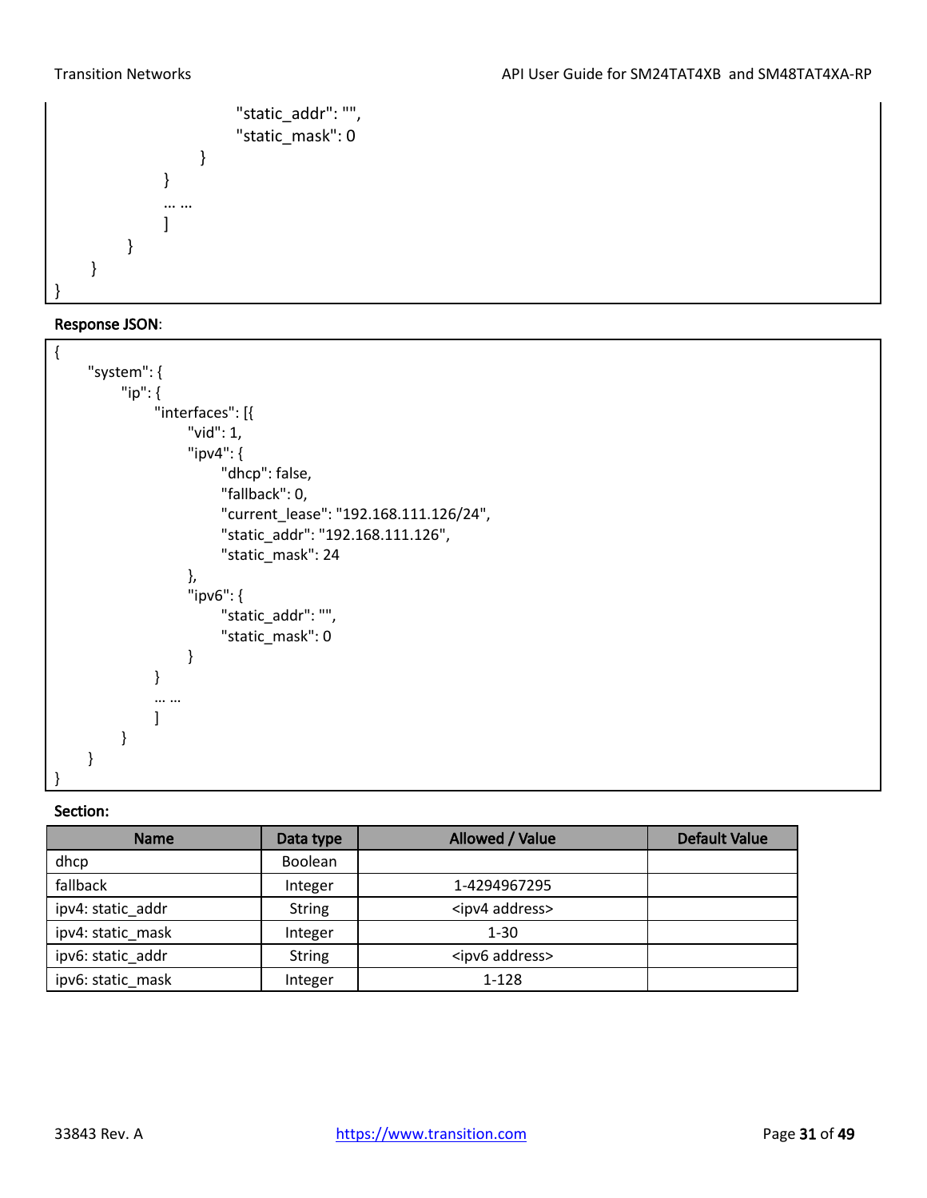```
                        "static_addr": "",
                        "static_mask": 0
                    }
                }
                ... ...
                ]
            }
        }
}
```

**Response JSON**:

```
{
    "system": {
        "ip": {
            "interfaces": [{
                "vid": 1,
                "ipv4": {
                    "dhcp": false,
                    "fallback": 0,
                    "current_lease": "192.168.111.126/24",
                    "static_addr": "192.168.111.126",
                    "static_mask": 24
                },
                "ipv6": {
                    "static_addr": "",
                    "static_mask": 0
                }
            }
            ... ...
            ]
        }
    }
}
```

**Section:**

| Name | Data type | Allowed / Value | Default Value |
|---|---|---|---|
| dhcp | Boolean | | |
| fallback | Integer | 1-4294967295 | |
| ipv4: static_addr | String | <ipv4 address> | |
| ipv4: static_mask | Integer | 1-30 | |
| ipv6: static_addr | String | <ipv6 address> | |
| ipv6: static_mask | Integer | 1-128 | |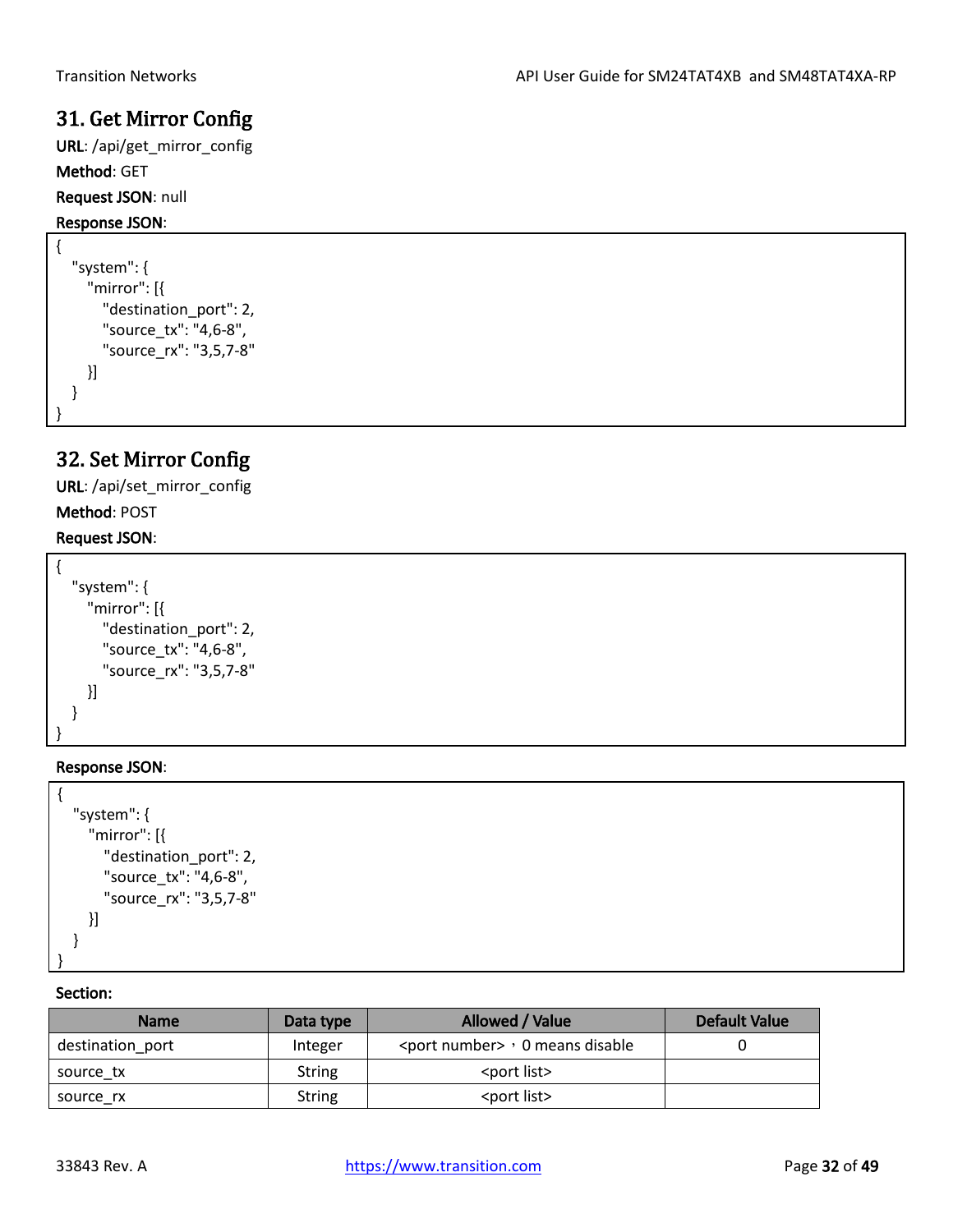## 31. Get Mirror Config

**URL**: /api/get_mirror_config

**Method**: GET

**Request JSON**: null

**Response JSON**:

```
{
   "system": {
      "mirror": [{
         "destination_port": 2,
         "source_tx": "4,6-8",
         "source_rx": "3,5,7-8"
      }]
   }
}
```

## 32. Set Mirror Config

**URL**: /api/set_mirror_config

**Method**: POST

**Request JSON**:

```
{
   "system": {
      "mirror": [{
         "destination_port": 2,
         "source_tx": "4,6-8",
         "source_rx": "3,5,7-8"
      }]
   }
}
```

**Response JSON**:

```
{
   "system": {
      "mirror": [{
         "destination_port": 2,
         "source_tx": "4,6-8",
         "source_rx": "3,5,7-8"
      }]
   }
}
```

**Section:**

| Name | Data type | Allowed / Value | Default Value |
|---|---|---|---|
| destination_port | Integer | <port number>，0 means disable | 0 |
| source_tx | String | <port list> | |
| source_rx | String | <port list> | |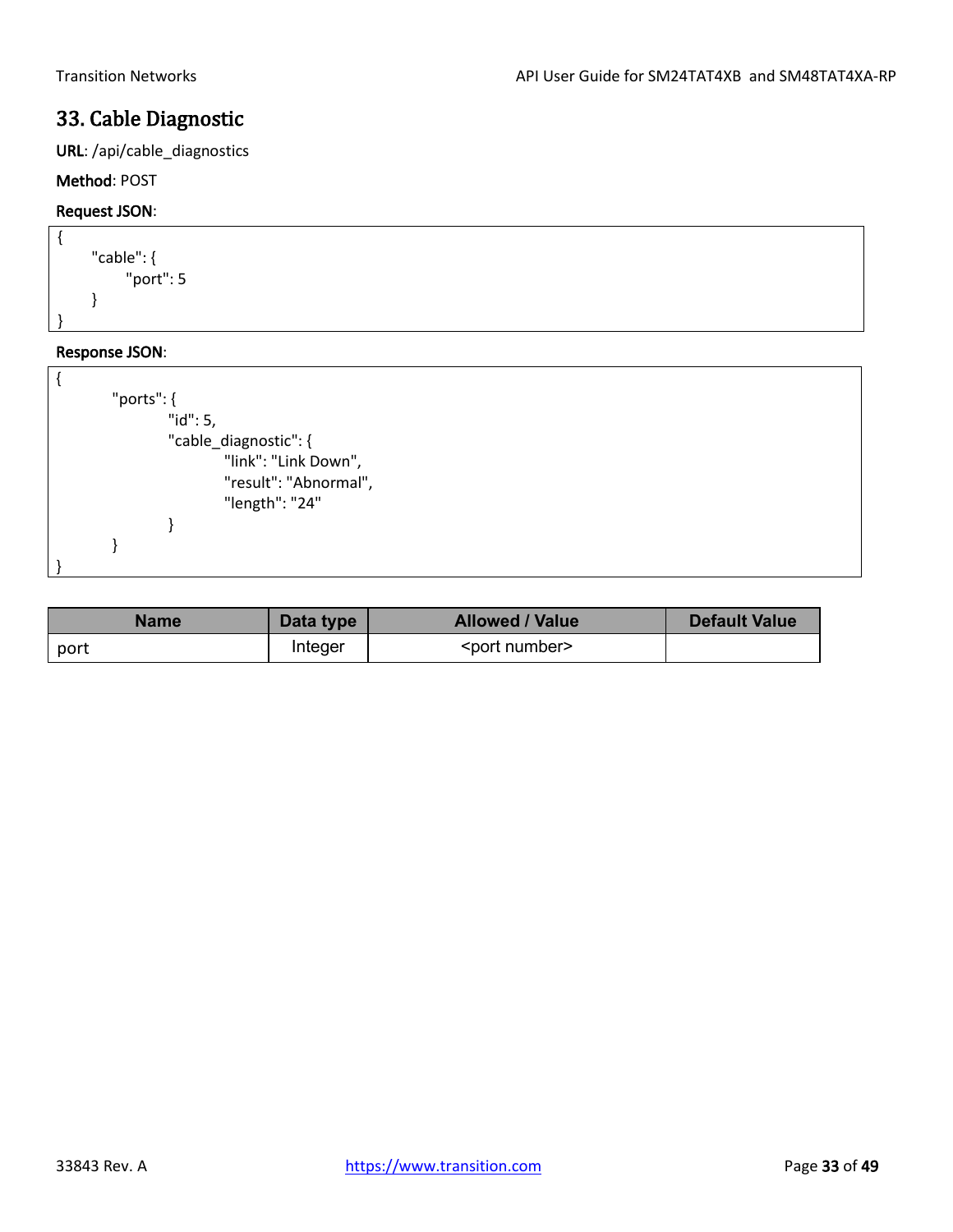## 33. Cable Diagnostic

**URL**: /api/cable_diagnostics

**Method**: POST

**Request JSON**:

```
{
    "cable": {
        "port": 5
    }
}
```

**Response JSON**:

```
{
        "ports": {
                "id": 5,
                "cable_diagnostic": {
                        "link": "Link Down",
                        "result": "Abnormal",
                        "length": "24"
                }
        }
}
```

| Name | Data type | Allowed / Value | Default Value |
|---|---|---|---|
| port | Integer | <port number> | |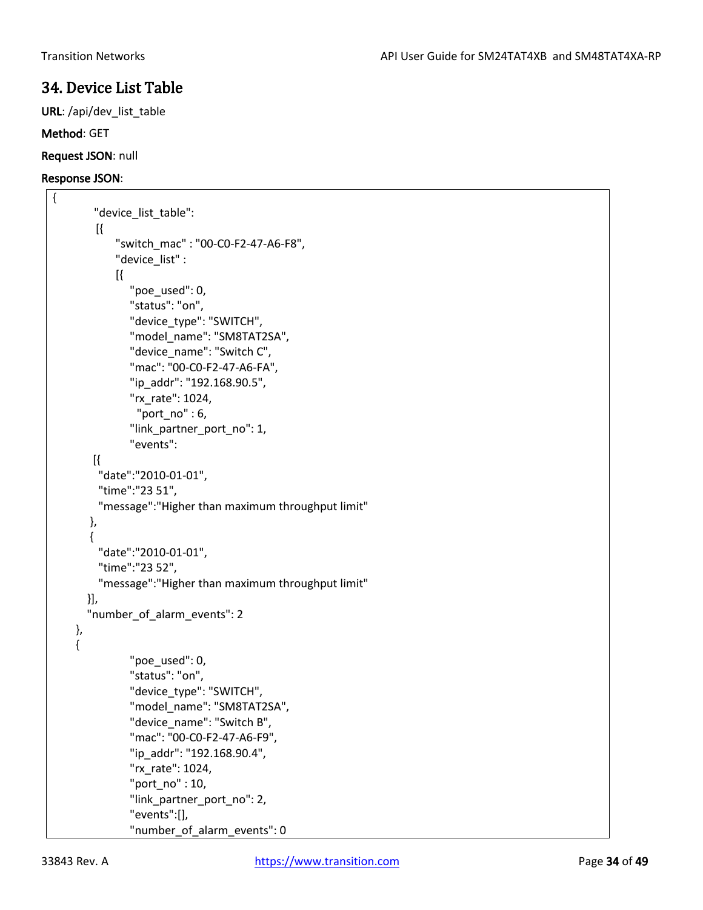# 34. Device List Table

**URL**: /api/dev_list_table

**Method**: GET

**Request JSON**: null

**Response JSON**:

```
{
        "device_list_table":
        [{
             "switch_mac" : "00-C0-F2-47-A6-F8",
             "device_list" :
             [{
                 "poe_used": 0,
                 "status": "on",
                 "device_type": "SWITCH",
                 "model_name": "SM8TAT2SA",
                 "device_name": "Switch C",
                 "mac": "00-C0-F2-47-A6-FA",
                 "ip_addr": "192.168.90.5",
                 "rx_rate": 1024,
                   "port_no" : 6,
                 "link_partner_port_no": 1,
                 "events":
        [{
          "date":"2010-01-01",
          "time":"23 51",
          "message":"Higher than maximum throughput limit"
        },
        {
          "date":"2010-01-01",
          "time":"23 52",
          "message":"Higher than maximum throughput limit"
        }],
        "number_of_alarm_events": 2
    },
    {
                 "poe_used": 0,
                 "status": "on",
                 "device_type": "SWITCH",
                 "model_name": "SM8TAT2SA",
                 "device_name": "Switch B",
                 "mac": "00-C0-F2-47-A6-F9",
                 "ip_addr": "192.168.90.4",
                 "rx_rate": 1024,
                 "port_no" : 10,
                 "link_partner_port_no": 2,
                 "events":[],
                 "number_of_alarm_events": 0
```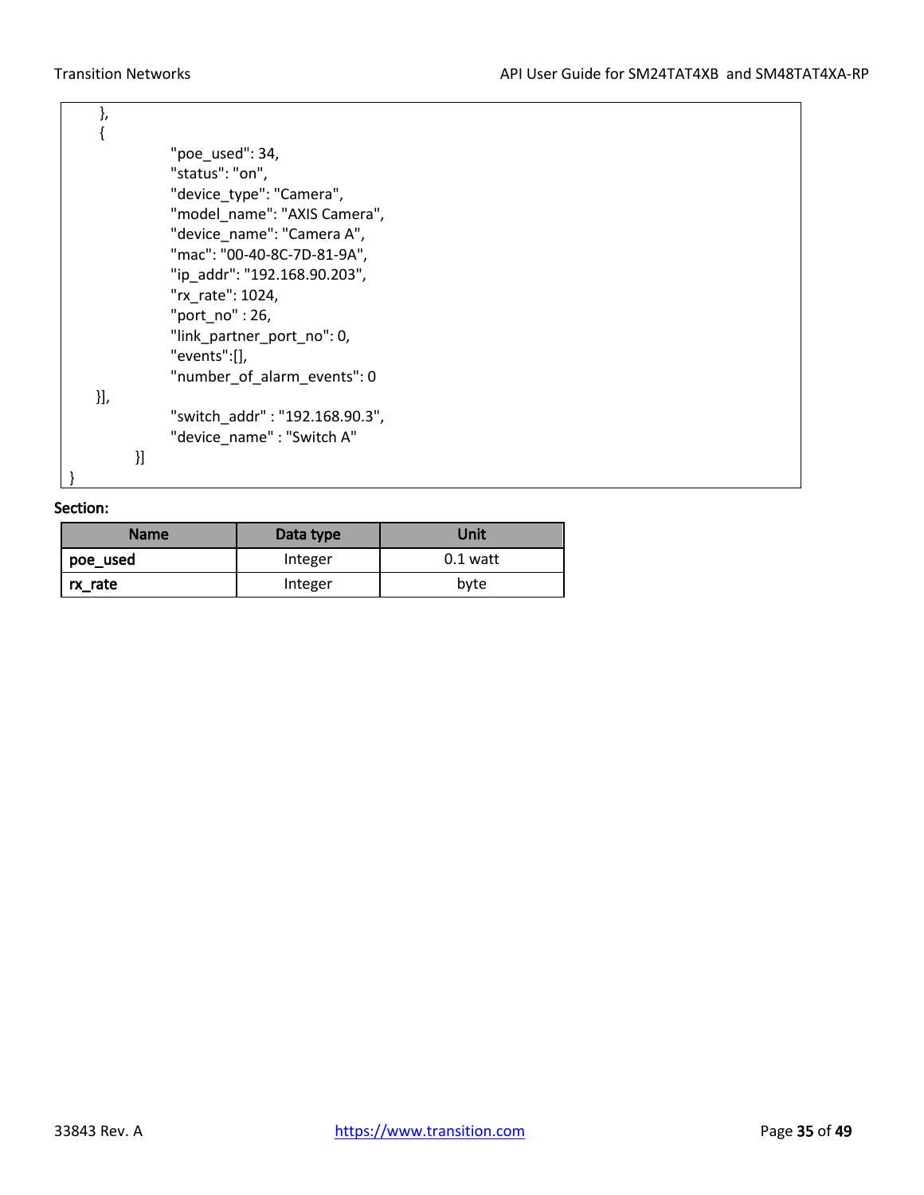```
    },
    {
                "poe_used": 34,
                "status": "on",
                "device_type": "Camera",
                "model_name": "AXIS Camera",
                "device_name": "Camera A",
                "mac": "00-40-8C-7D-81-9A",
                "ip_addr": "192.168.90.203",
                "rx_rate": 1024,
                "port_no" : 26,
                "link_partner_port_no": 0,
                "events":[],
                "number_of_alarm_events": 0
    }],
                "switch_addr" : "192.168.90.3",
                "device_name" : "Switch A"
        }]
}
```

**Section:**

| Name | Data type | Unit |
| --- | --- | --- |
| **poe_used** | Integer | 0.1 watt |
| **rx_rate** | Integer | byte |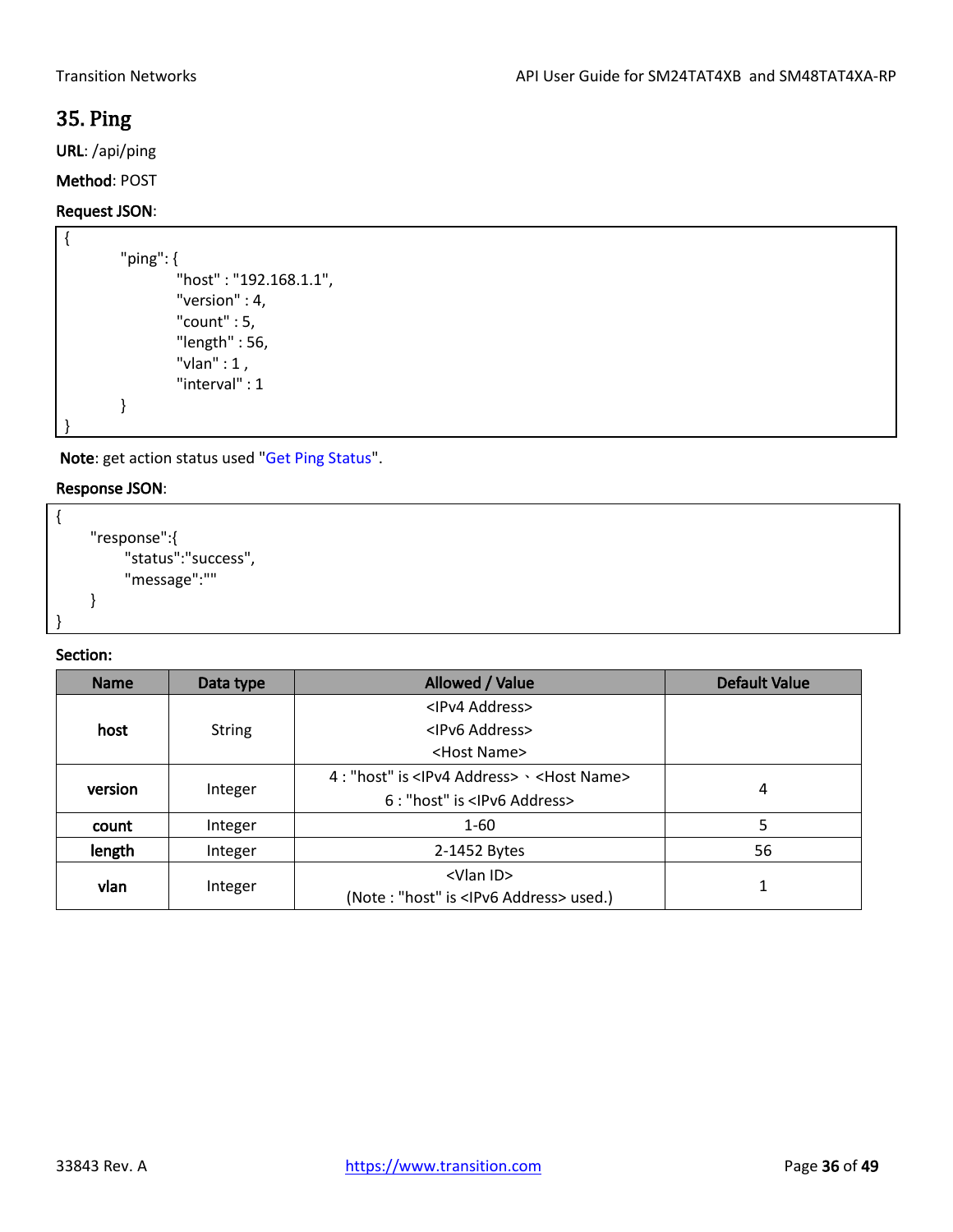## 35. Ping

**URL**: /api/ping

**Method**: POST

**Request JSON**:

```
{
        "ping": {
                "host" : "192.168.1.1",
                "version" : 4,
                "count" : 5,
                "length" : 56,
                "vlan" : 1 ,
                "interval" : 1
        }
}
```

**Note**: get action status used "Get Ping Status".

**Response JSON**:

```
{
    "response":{
        "status":"success",
        "message":""
    }
}
```

**Section:**

| Name | Data type | Allowed / Value | Default Value |
|---|---|---|---|
| **host** | String | <IPv4 Address><br><IPv6 Address><br><Host Name> | |
| **version** | Integer | 4 : "host" is <IPv4 Address>、<Host Name><br>6 : "host" is <IPv6 Address> | 4 |
| **count** | Integer | 1-60 | 5 |
| **length** | Integer | 2-1452 Bytes | 56 |
| **vlan** | Integer | <Vlan ID><br>(Note : "host" is <IPv6 Address> used.) | 1 |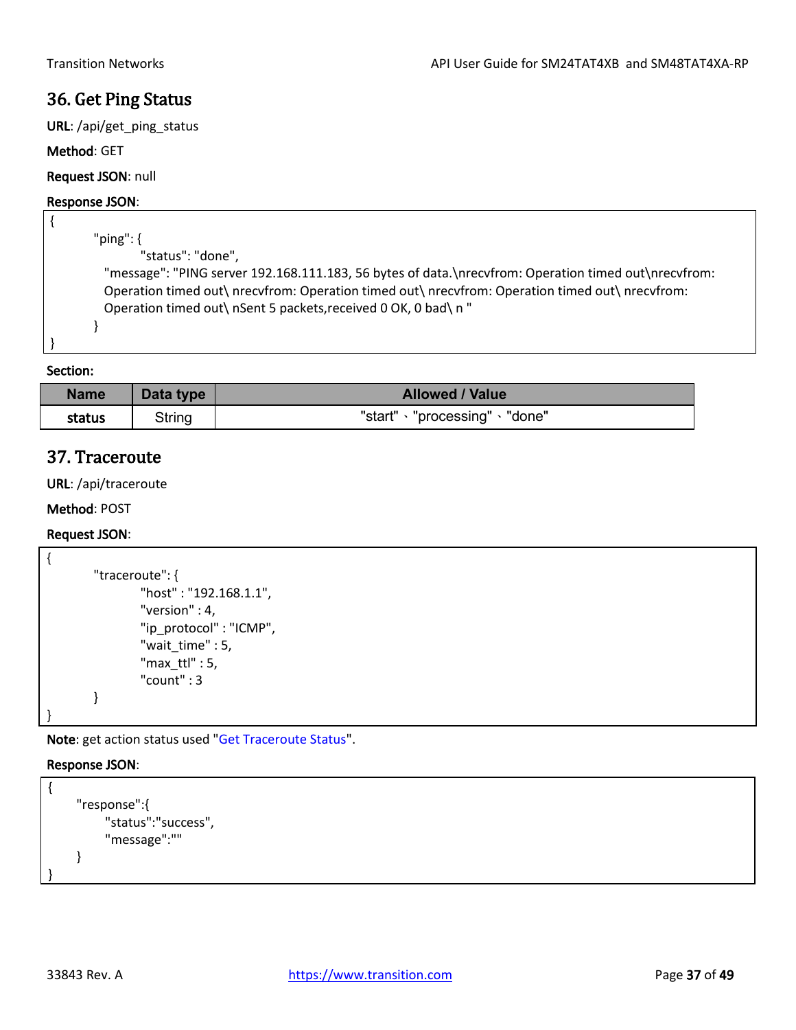## 36. Get Ping Status

**URL**: /api/get_ping_status

**Method**: GET

**Request JSON**: null

**Response JSON**:

```
{
        "ping": {
                "status": "done",
          "message": "PING server 192.168.111.183, 56 bytes of data.\nrecvfrom: Operation timed out\nrecvfrom:
          Operation timed out\ nrecvfrom: Operation timed out\ nrecvfrom: Operation timed out\ nrecvfrom:
          Operation timed out\ nSent 5 packets,received 0 OK, 0 bad\ n "
        }
}
```

**Section:**

| Name | Data type | Allowed / Value |
|---|---|---|
| **status** | String | "start"、"processing"、"done" |

## 37. Traceroute

**URL**: /api/traceroute

**Method**: POST

**Request JSON**:

```
{
        "traceroute": {
                "host" : "192.168.1.1",
                "version" : 4,
                "ip_protocol" : "ICMP",
                "wait_time" : 5,
                "max_ttl" : 5,
                "count" : 3
        }
}
```

**Note**: get action status used "Get Traceroute Status".

**Response JSON**:

```
{
      "response":{
            "status":"success",
            "message":""
      }
}
```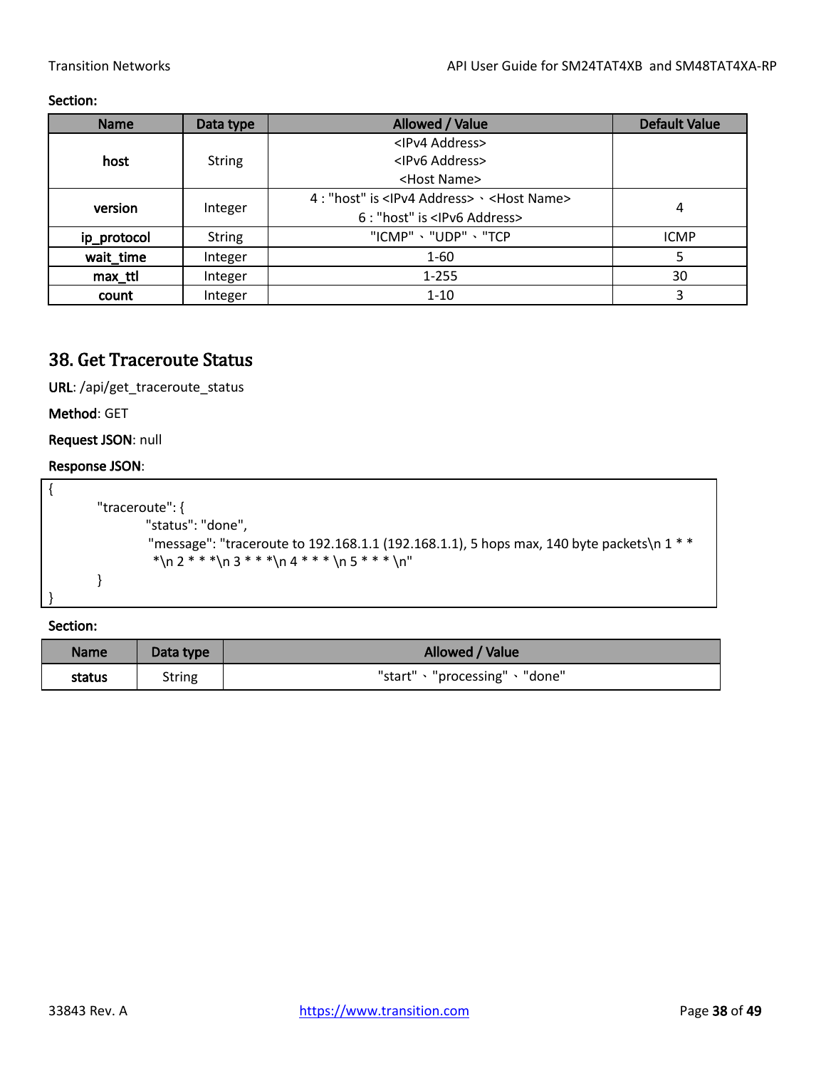**Section:**

| Name | Data type | Allowed / Value | Default Value |
|---|---|---|---|
| **host** | String | <IPv4 Address><br><IPv6 Address><br><Host Name> | |
| **version** | Integer | 4 : "host" is <IPv4 Address>、<Host Name><br>6 : "host" is <IPv6 Address> | 4 |
| **ip_protocol** | String | "ICMP"、"UDP"、"TCP | ICMP |
| **wait_time** | Integer | 1-60 | 5 |
| **max_ttl** | Integer | 1-255 | 30 |
| **count** | Integer | 1-10 | 3 |

## 38. Get Traceroute Status

**URL**: /api/get_traceroute_status

**Method**: GET

**Request JSON**: null

**Response JSON**:

```
{
        "traceroute": {
                "status": "done",
                "message": "traceroute to 192.168.1.1 (192.168.1.1), 5 hops max, 140 byte packets\n 1 * * *\n 2 * * *\n 3 * * *\n 4 * * * \n 5 * * * \n"
        }
}
```

**Section:**

| Name | Data type | Allowed / Value |
|---|---|---|
| **status** | String | "start"、"processing"、"done" |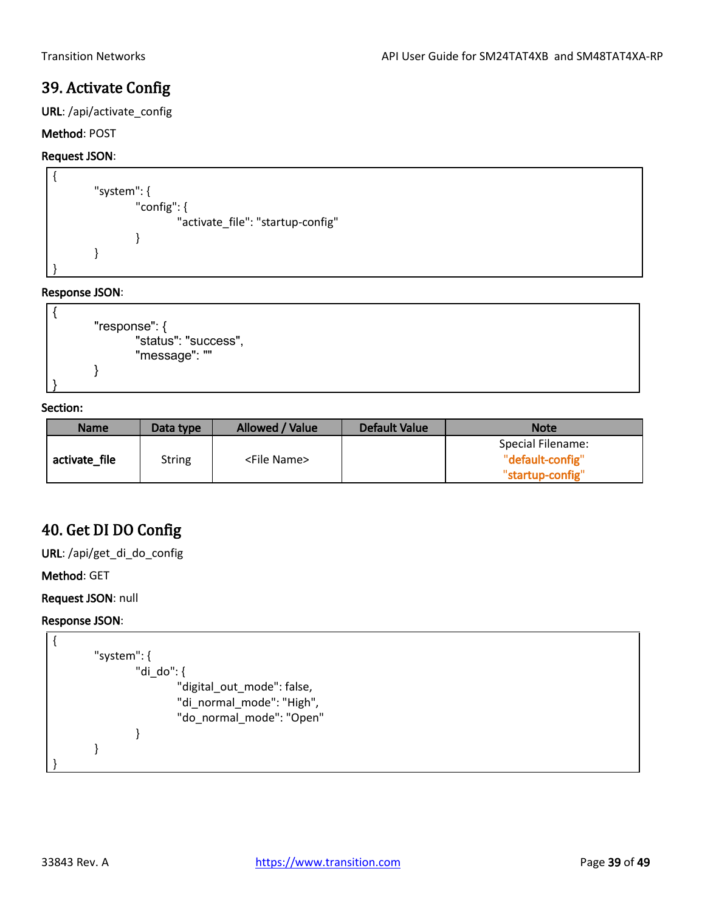## 39. Activate Config

**URL**: /api/activate_config

**Method**: POST

**Request JSON**:

```
{
        "system": {
                "config": {
                        "activate_file": "startup-config"
                }
        }
}
```

**Response JSON**:

```
{
        "response": {
                "status": "success",
                "message": ""
        }
}
```

**Section:**

| Name | Data type | Allowed / Value | Default Value | Note |
|---|---|---|---|---|
| **activate_file** | String | <File Name> | | Special Filename: "default-config" "startup-config" |

## 40. Get DI DO Config

**URL**: /api/get_di_do_config

**Method**: GET

**Request JSON**: null

**Response JSON**:

```
{
        "system": {
                "di_do": {
                        "digital_out_mode": false,
                        "di_normal_mode": "High",
                        "do_normal_mode": "Open"
                }
        }
}
```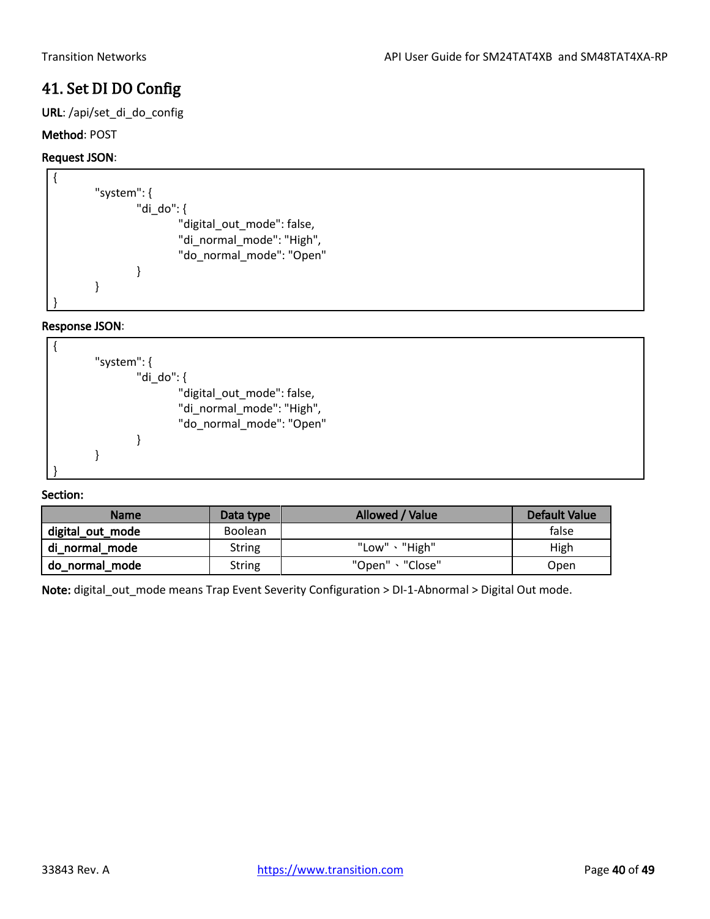## 41. Set DI DO Config

**URL**: /api/set_di_do_config

**Method**: POST

**Request JSON**:

```
{
        "system": {
                "di_do": {
                        "digital_out_mode": false,
                        "di_normal_mode": "High",
                        "do_normal_mode": "Open"
                }
        }
}
```

**Response JSON**:

```
{
        "system": {
                "di_do": {
                        "digital_out_mode": false,
                        "di_normal_mode": "High",
                        "do_normal_mode": "Open"
                }
        }
}
```

**Section:**

| Name | Data type | Allowed / Value | Default Value |
|---|---|---|---|
| **digital_out_mode** | Boolean | | false |
| **di_normal_mode** | String | "Low"、"High" | High |
| **do_normal_mode** | String | "Open"、"Close" | Open |

**Note:** digital_out_mode means Trap Event Severity Configuration > DI-1-Abnormal > Digital Out mode.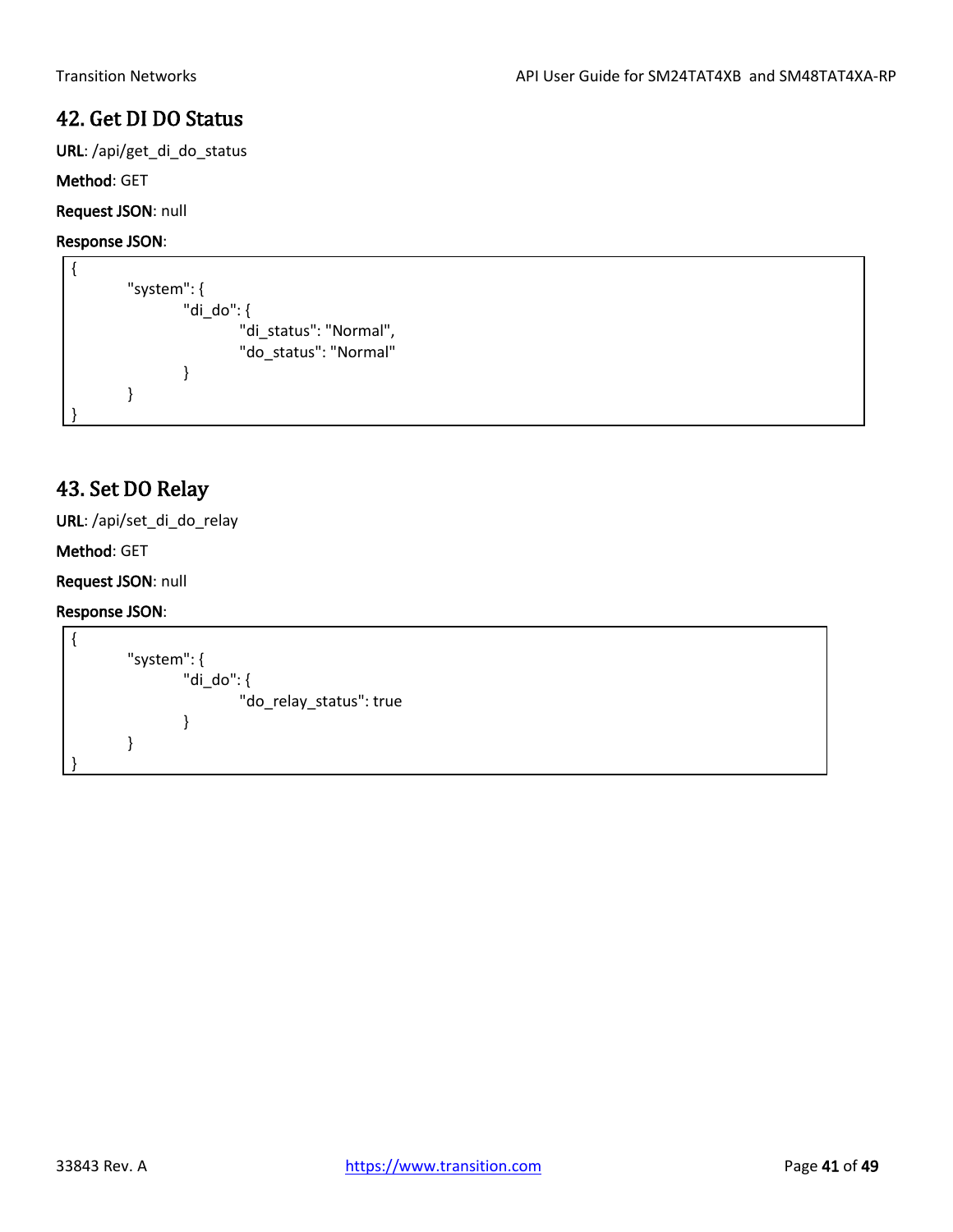## 42. Get DI DO Status

**URL**: /api/get_di_do_status

**Method**: GET

**Request JSON**: null

**Response JSON**:

```
{
        "system": {
                "di_do": {
                        "di_status": "Normal",
                        "do_status": "Normal"
                }
        }
}
```

## 43. Set DO Relay

**URL**: /api/set_di_do_relay

**Method**: GET

**Request JSON**: null

**Response JSON**:

```
{
        "system": {
                "di_do": {
                        "do_relay_status": true
                }
        }
}
```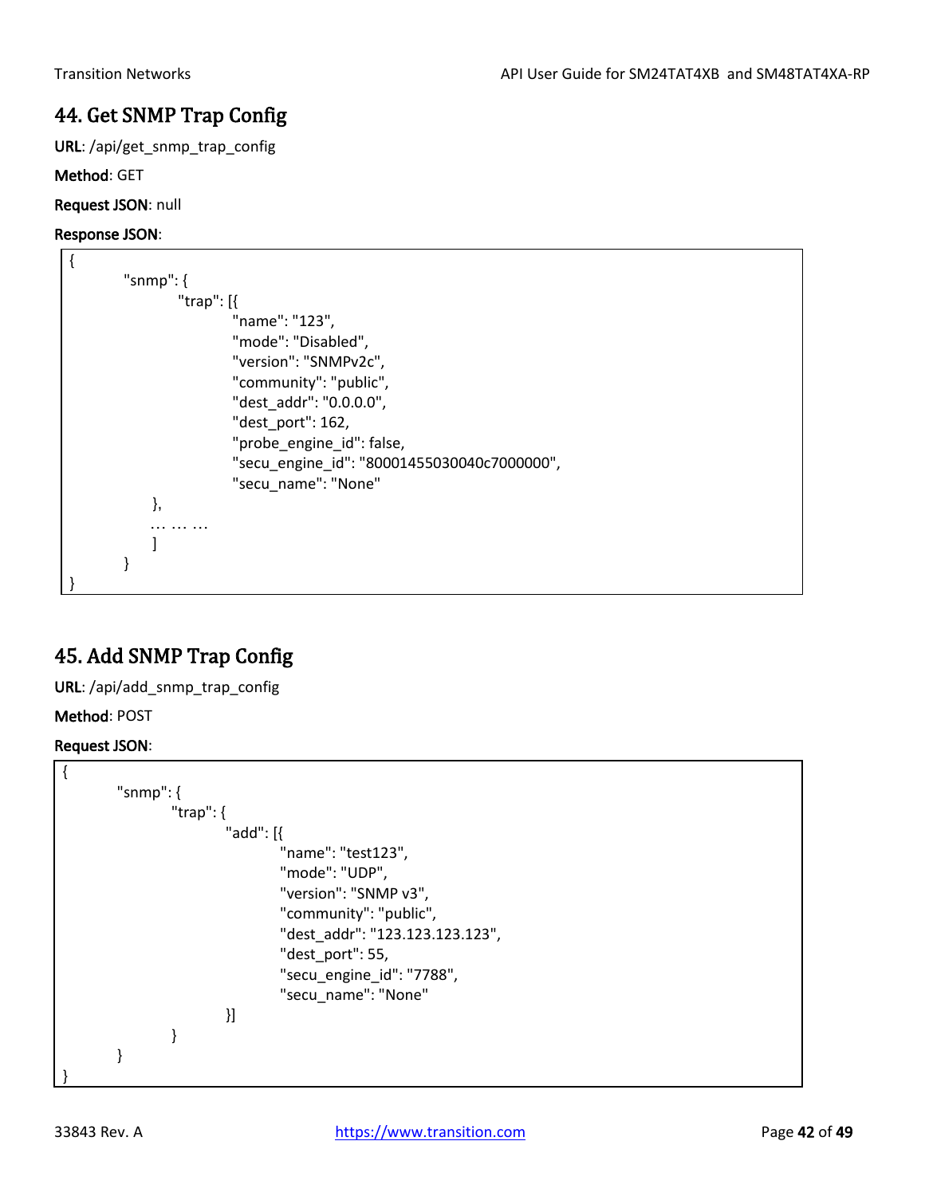## 44. Get SNMP Trap Config

**URL**: /api/get_snmp_trap_config

**Method**: GET

**Request JSON**: null

**Response JSON**:

```
{
        "snmp": {
                "trap": [{
                        "name": "123",
                        "mode": "Disabled",
                        "version": "SNMPv2c",
                        "community": "public",
                        "dest_addr": "0.0.0.0",
                        "dest_port": 162,
                        "probe_engine_id": false,
                        "secu_engine_id": "80001455030040c7000000",
                        "secu_name": "None"
            },
            … … …
            ]
        }
}
```

## 45. Add SNMP Trap Config

**URL**: /api/add_snmp_trap_config

**Method**: POST

**Request JSON**:

```
{
        "snmp": {
                "trap": {
                        "add": [{
                                "name": "test123",
                                "mode": "UDP",
                                "version": "SNMP v3",
                                "community": "public",
                                "dest_addr": "123.123.123.123",
                                "dest_port": 55,
                                "secu_engine_id": "7788",
                                "secu_name": "None"
                        }]
                }
        }
}
```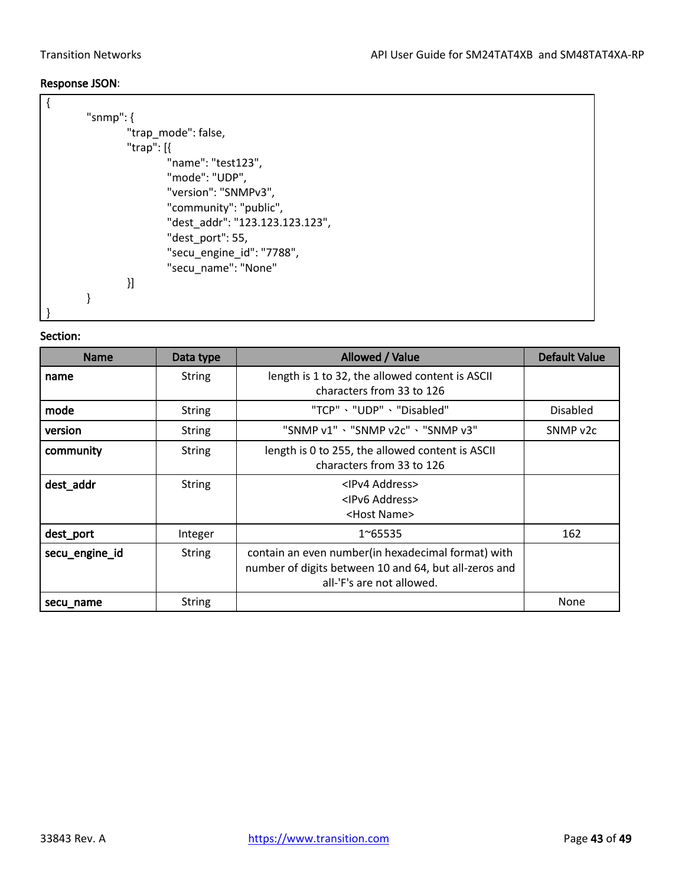**Response JSON**:

```
{
        "snmp": {
                "trap_mode": false,
                "trap": [{
                        "name": "test123",
                        "mode": "UDP",
                        "version": "SNMPv3",
                        "community": "public",
                        "dest_addr": "123.123.123.123",
                        "dest_port": 55,
                        "secu_engine_id": "7788",
                        "secu_name": "None"
                }]
        }
}
```

**Section:**

| Name | Data type | Allowed / Value | Default Value |
|---|---|---|---|
| **name** | String | length is 1 to 32, the allowed content is ASCII characters from 33 to 126 | |
| **mode** | String | "TCP"、"UDP"、"Disabled" | Disabled |
| **version** | String | "SNMP v1"、"SNMP v2c"、"SNMP v3" | SNMP v2c |
| **community** | String | length is 0 to 255, the allowed content is ASCII characters from 33 to 126 | |
| **dest_addr** | String | <IPv4 Address><br><IPv6 Address><br><Host Name> | |
| **dest_port** | Integer | 1~65535 | 162 |
| **secu_engine_id** | String | contain an even number(in hexadecimal format) with number of digits between 10 and 64, but all-zeros and all-'F's are not allowed. | |
| **secu_name** | String | | None |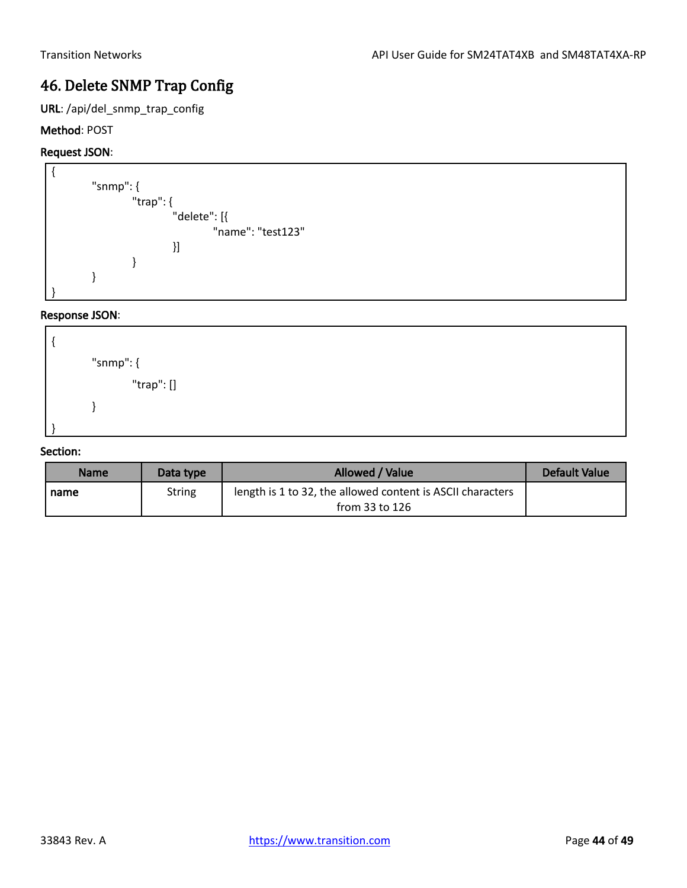## 46. Delete SNMP Trap Config

**URL**: /api/del_snmp_trap_config

**Method**: POST

**Request JSON**:

```
{
        "snmp": {
                "trap": {
                        "delete": [{
                                "name": "test123"
                        }]
                }
        }
}
```

**Response JSON**:

```
{
        "snmp": {
                "trap": []
        }
}
```

**Section:**

| Name | Data type | Allowed / Value | Default Value |
| --- | --- | --- | --- |
| **name** | String | length is 1 to 32, the allowed content is ASCII characters from 33 to 126 | |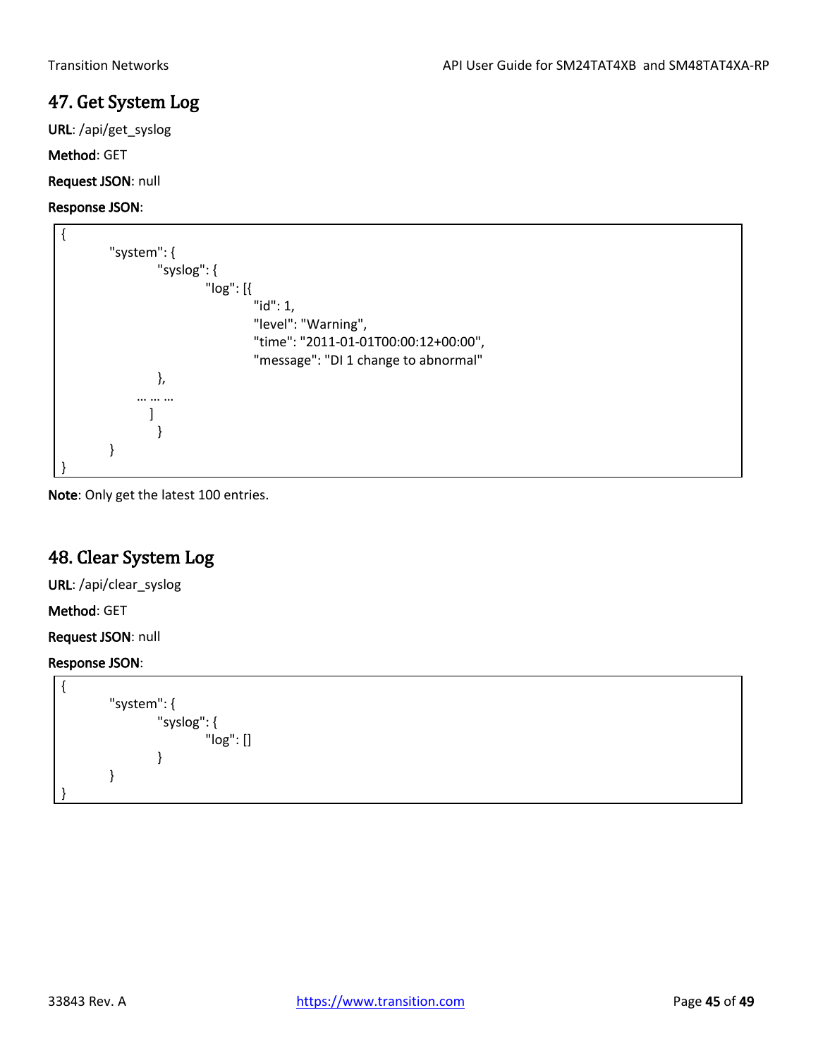## 47. Get System Log

**URL**: /api/get_syslog

**Method**: GET

**Request JSON**: null

**Response JSON**:

```
{
        "system": {
                "syslog": {
                        "log": [{
                                "id": 1,
                                "level": "Warning",
                                "time": "2011-01-01T00:00:12+00:00",
                                "message": "DI 1 change to abnormal"
                }, 
             … … …
              ]
                }
        }
}
```

**Note**: Only get the latest 100 entries.

## 48. Clear System Log

**URL**: /api/clear_syslog

**Method**: GET

**Request JSON**: null

**Response JSON**:

```
{
        "system": {
                "syslog": {
                        "log": []
                }
        }
}
```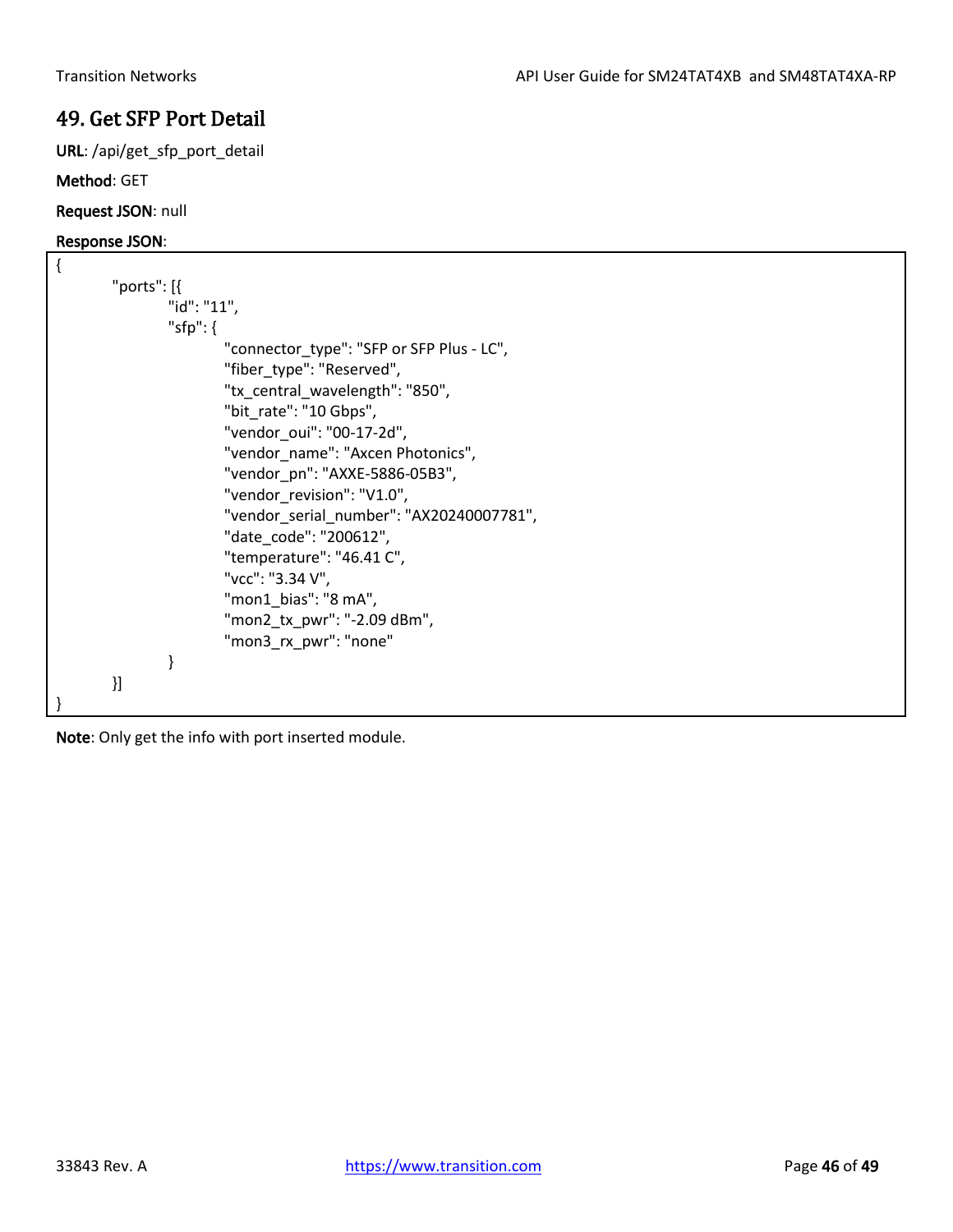## 49. Get SFP Port Detail

**URL**: /api/get_sfp_port_detail

**Method**: GET

**Request JSON**: null

**Response JSON**:

```
{
	"ports": [{
		"id": "11",
		"sfp": {
			"connector_type": "SFP or SFP Plus - LC",
			"fiber_type": "Reserved",
			"tx_central_wavelength": "850",
			"bit_rate": "10 Gbps",
			"vendor_oui": "00-17-2d",
			"vendor_name": "Axcen Photonics",
			"vendor_pn": "AXXE-5886-05B3",
			"vendor_revision": "V1.0",
			"vendor_serial_number": "AX20240007781",
			"date_code": "200612",
			"temperature": "46.41 C",
			"vcc": "3.34 V",
			"mon1_bias": "8 mA",
			"mon2_tx_pwr": "-2.09 dBm",
			"mon3_rx_pwr": "none"
		}
	}]
}
```

**Note**: Only get the info with port inserted module.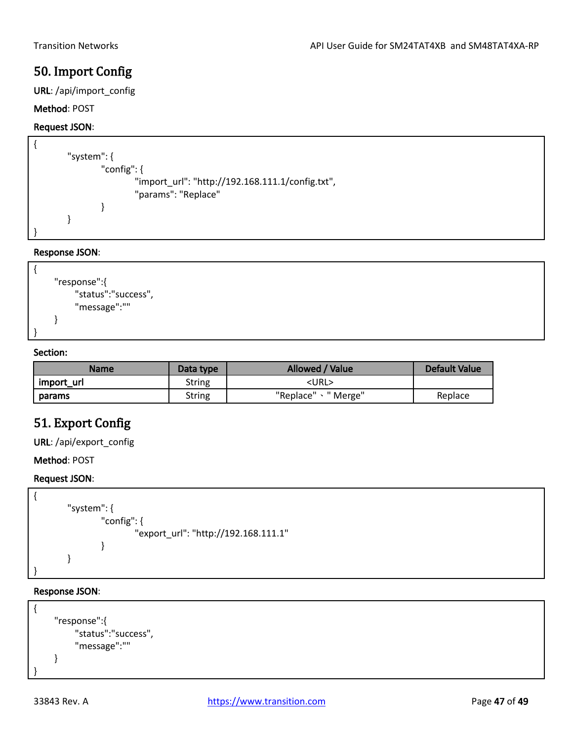## 50. Import Config

**URL**: /api/import_config

**Method**: POST

**Request JSON**:

```
{
        "system": {
                "config": {
                        "import_url": "http://192.168.111.1/config.txt",
                        "params": "Replace"
                }
        }
}
```

**Response JSON**:

```
{
    "response":{
        "status":"success",
        "message":""
    }
}
```

**Section:**

| Name | Data type | Allowed / Value | Default Value |
|---|---|---|---|
| **import_url** | String | <URL> | |
| **params** | String | "Replace"、" Merge" | Replace |

## 51. Export Config

**URL**: /api/export_config

**Method**: POST

**Request JSON**:

```
{
        "system": {
                "config": {
                        "export_url": "http://192.168.111.1"
                }
        }
}
```

**Response JSON**:

```
{
    "response":{
        "status":"success",
        "message":""
    }
}
```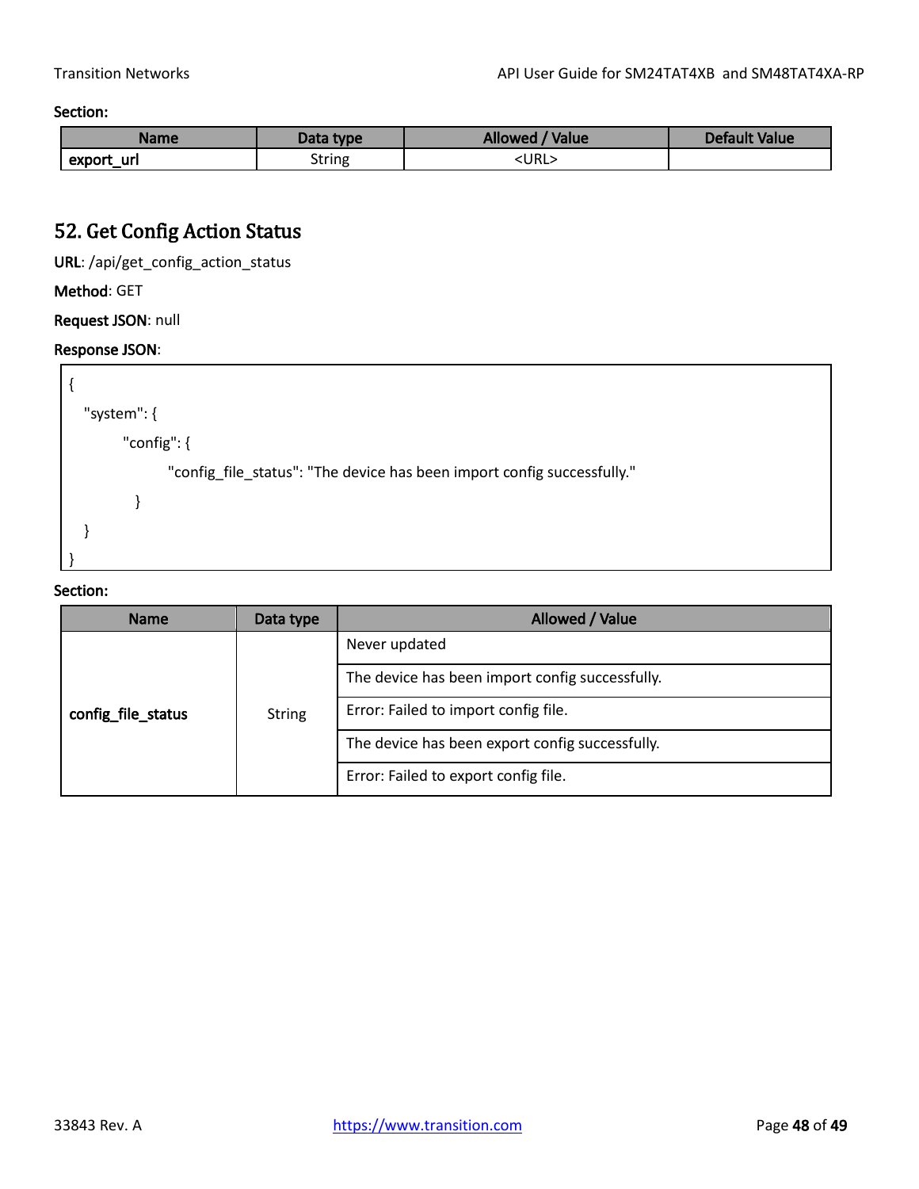**Section:**

| Name | Data type | Allowed / Value | Default Value |
|---|---|---|---|
| **export_url** | String | <URL> | |

## 52. Get Config Action Status

**URL**: /api/get_config_action_status

**Method**: GET

**Request JSON**: null

**Response JSON**:

```
{
   "system": {
         "config": {
               "config_file_status": "The device has been import config successfully."
          }
   }
}
```

**Section:**

| Name | Data type | Allowed / Value |
|---|---|---|
| **config_file_status** | String | Never updated |
| | | The device has been import config successfully. |
| | | Error: Failed to import config file. |
| | | The device has been export config successfully. |
| | | Error: Failed to export config file. |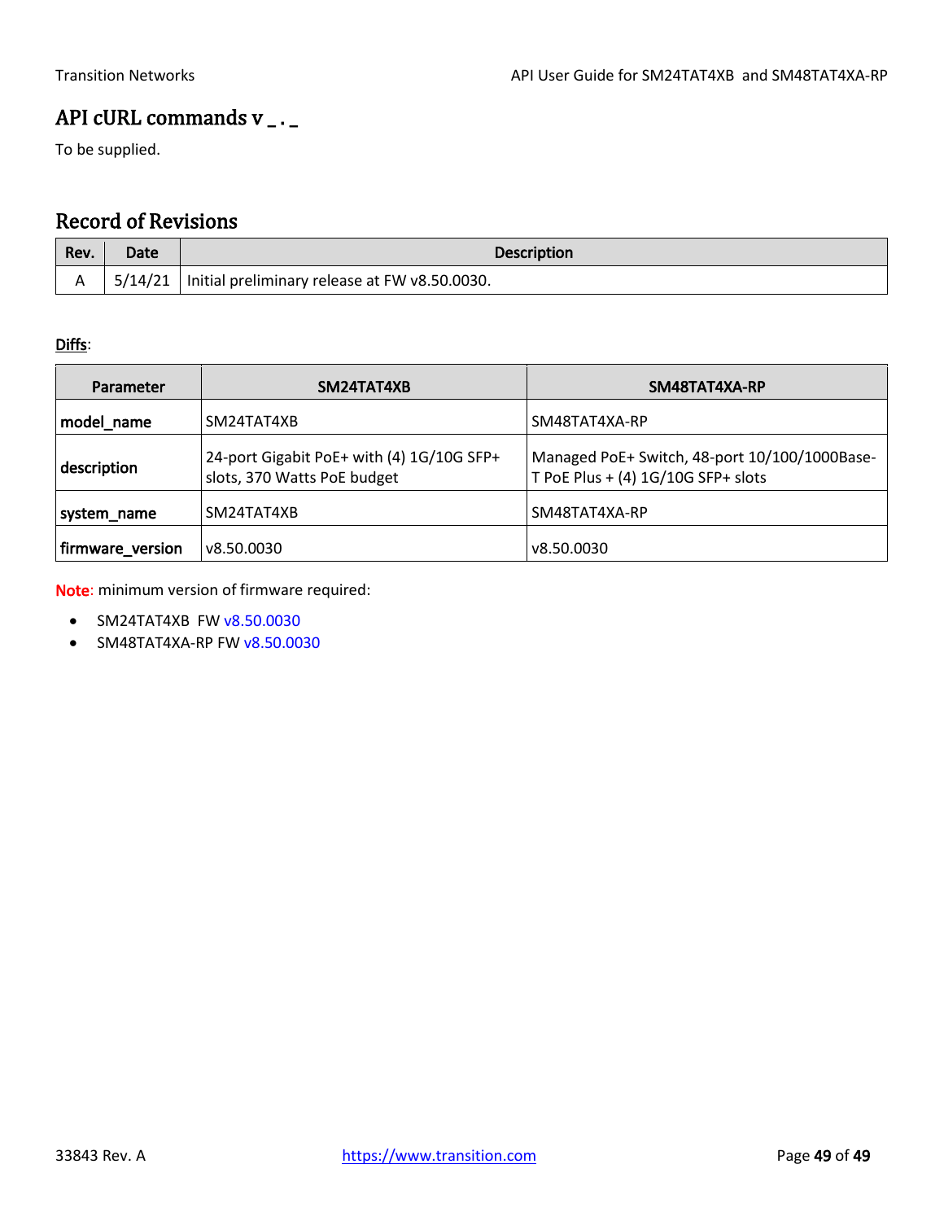## API cURL commands v _ . _

To be supplied.

## Record of Revisions

| Rev. | Date | Description |
|---|---|---|
| A | 5/14/21 | Initial preliminary release at FW v8.50.0030. |

<u>Diffs</u>:

| Parameter | SM24TAT4XB | SM48TAT4XA-RP |
|---|---|---|
| **model_name** | SM24TAT4XB | SM48TAT4XA-RP |
| **description** | 24-port Gigabit PoE+ with (4) 1G/10G SFP+ slots, 370 Watts PoE budget | Managed PoE+ Switch, 48-port 10/100/1000Base-T PoE Plus + (4) 1G/10G SFP+ slots |
| **system_name** | SM24TAT4XB | SM48TAT4XA-RP |
| **firmware_version** | v8.50.0030 | v8.50.0030 |

Note: minimum version of firmware required:

- SM24TAT4XB FW v8.50.0030
- SM48TAT4XA-RP FW v8.50.0030